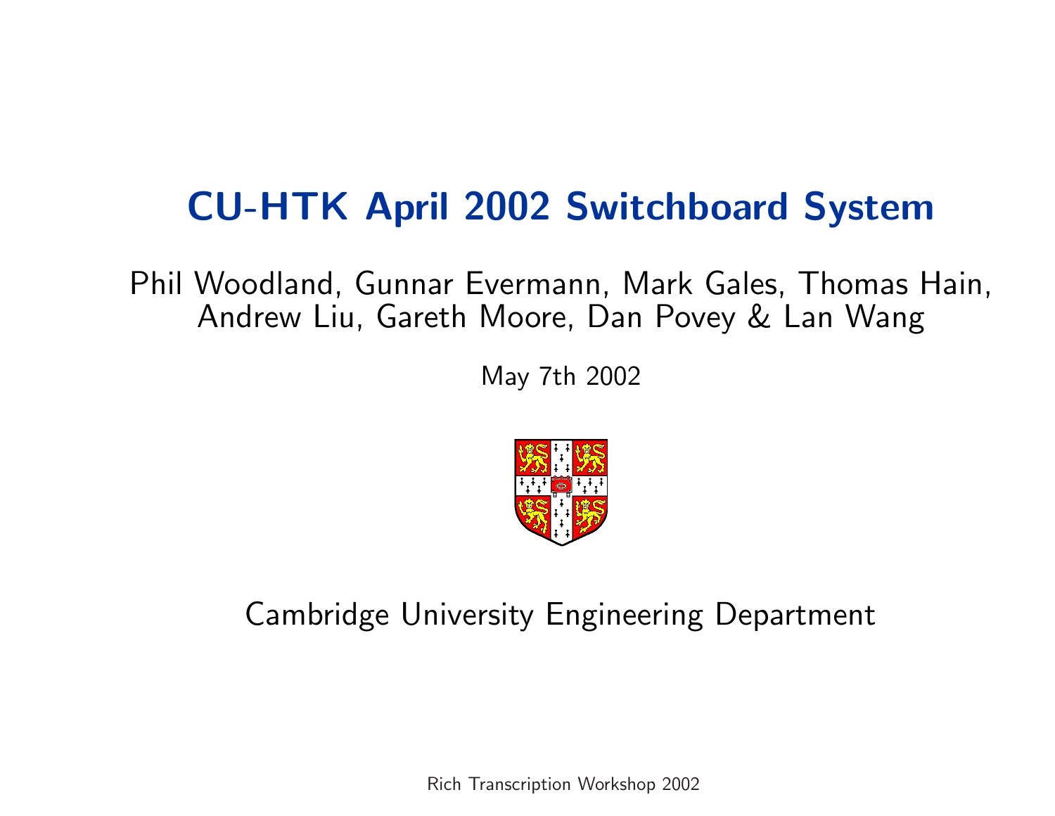# CU-HTK April 2002 Switchboard System

Phil Woodland, Gunnar Evermann, Mark Gales, Thomas Hain, Andrew Liu, Gareth Moore, Dan Povey & Lan Wang

May 7th 2002

Cambridge University Engineering Department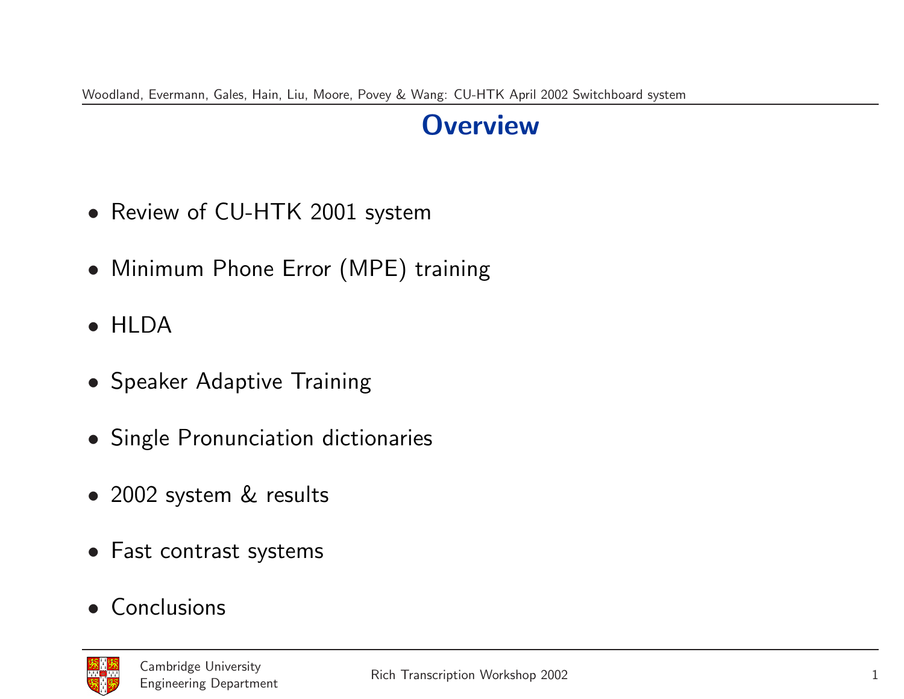# Overview

- Review of CU-HTK 2001 system
- Minimum Phone Error (MPE) training
- HLDA
- Speaker Adaptive Training
- Single Pronunciation dictionaries
- 2002 system & results
- Fast contrast systems
- Conclusions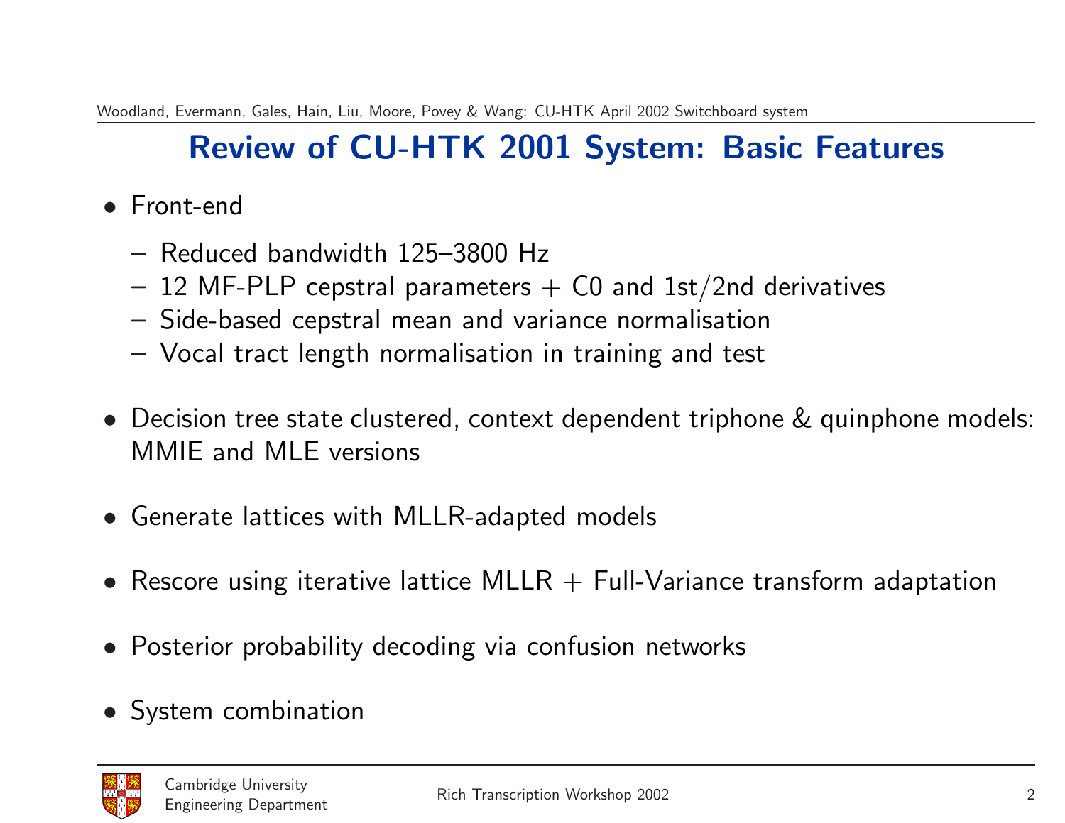# Review of CU-HTK 2001 System: Basic Features

- Front-end
  - Reduced bandwidth 125–3800 Hz
  - 12 MF-PLP cepstral parameters + C0 and 1st/2nd derivatives
  - Side-based cepstral mean and variance normalisation
  - Vocal tract length normalisation in training and test
- Decision tree state clustered, context dependent triphone & quinphone models: MMIE and MLE versions
- Generate lattices with MLLR-adapted models
- Rescore using iterative lattice MLLR + Full-Variance transform adaptation
- Posterior probability decoding via confusion networks
- System combination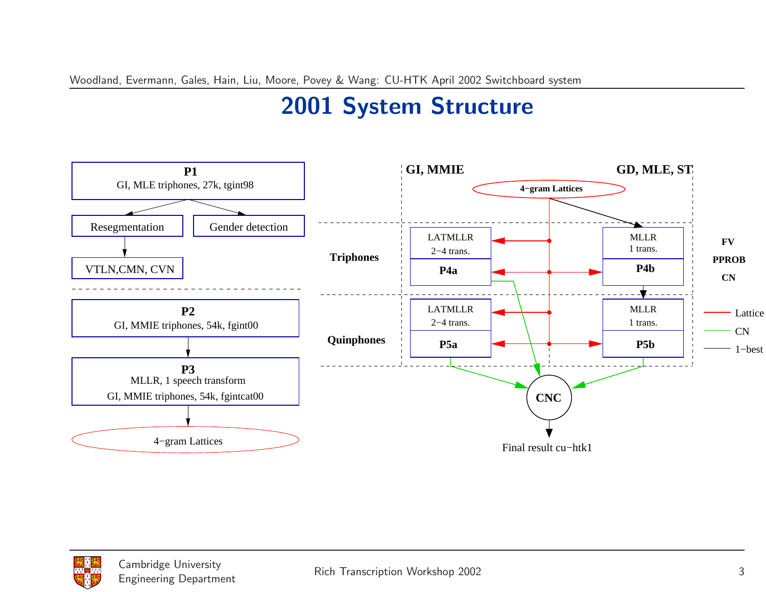# 2001 System Structure

**P1**
GI, MLE triphones, 27k, tgint98

Resegmentation

Gender detection

VTLN,CMN, CVN

**P2**
GI, MMIE triphones, 54k, fgint00

**P3**
MLLR, 1 speech transform
GI, MMIE triphones, 54k, fgintcat00

4−gram Lattices

**GI, MMIE**

**GD, MLE, ST**

**4−gram Lattices**

**Triphones**

LATMLLR
2−4 trans.
**P4a**

MLLR
1 trans.
**P4b**

**Quinphones**

LATMLLR
2−4 trans.
**P5a**

MLLR
1 trans.
**P5b**

**FV**
**PPROB**
**CN**

Lattice
CN
1−best

**CNC**

Final result cu−htk1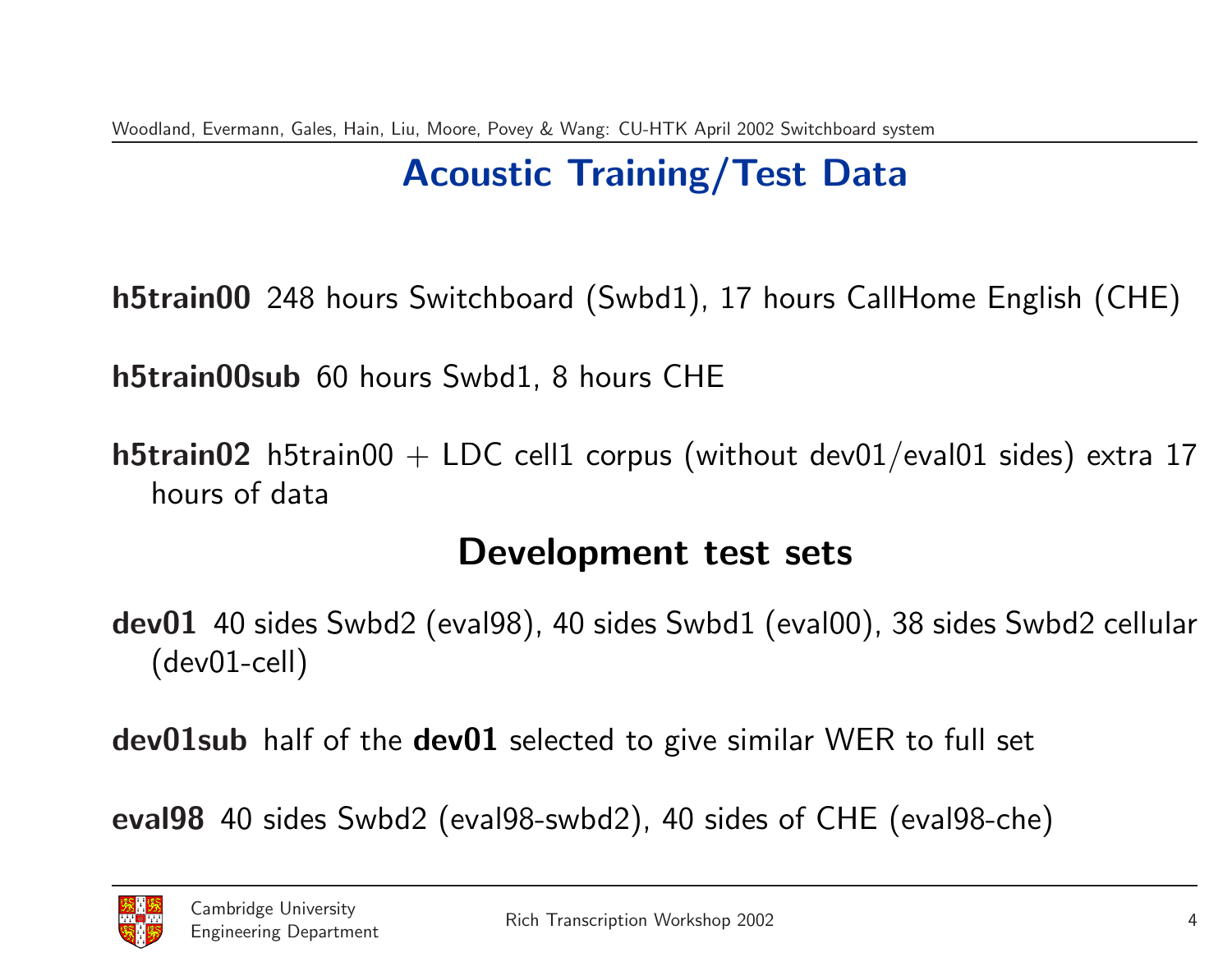# Acoustic Training/Test Data

**h5train00** 248 hours Switchboard (Swbd1), 17 hours CallHome English (CHE)

**h5train00sub** 60 hours Swbd1, 8 hours CHE

**h5train02** h5train00 + LDC cell1 corpus (without dev01/eval01 sides) extra 17 hours of data

## Development test sets

**dev01** 40 sides Swbd2 (eval98), 40 sides Swbd1 (eval00), 38 sides Swbd2 cellular (dev01-cell)

**dev01sub** half of the **dev01** selected to give similar WER to full set

**eval98** 40 sides Swbd2 (eval98-swbd2), 40 sides of CHE (eval98-che)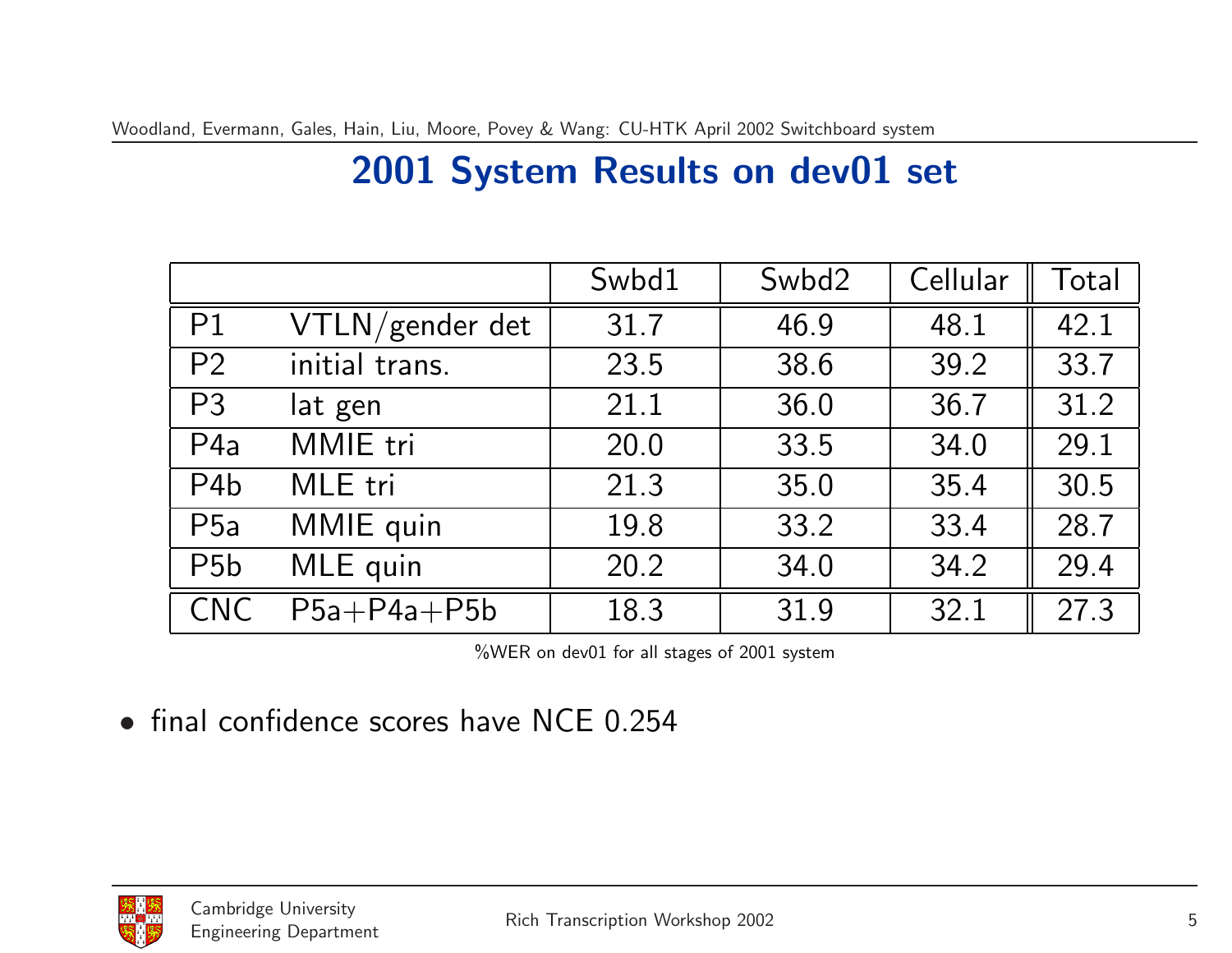# 2001 System Results on dev01 set

| | | Swbd1 | Swbd2 | Cellular | Total |
|---|---|---|---|---|---|
| P1 | VTLN/gender det | 31.7 | 46.9 | 48.1 | 42.1 |
| P2 | initial trans. | 23.5 | 38.6 | 39.2 | 33.7 |
| P3 | lat gen | 21.1 | 36.0 | 36.7 | 31.2 |
| P4a | MMIE tri | 20.0 | 33.5 | 34.0 | 29.1 |
| P4b | MLE tri | 21.3 | 35.0 | 35.4 | 30.5 |
| P5a | MMIE quin | 19.8 | 33.2 | 33.4 | 28.7 |
| P5b | MLE quin | 20.2 | 34.0 | 34.2 | 29.4 |
| CNC | P5a+P4a+P5b | 18.3 | 31.9 | 32.1 | 27.3 |

%WER on dev01 for all stages of 2001 system

- final confidence scores have NCE 0.254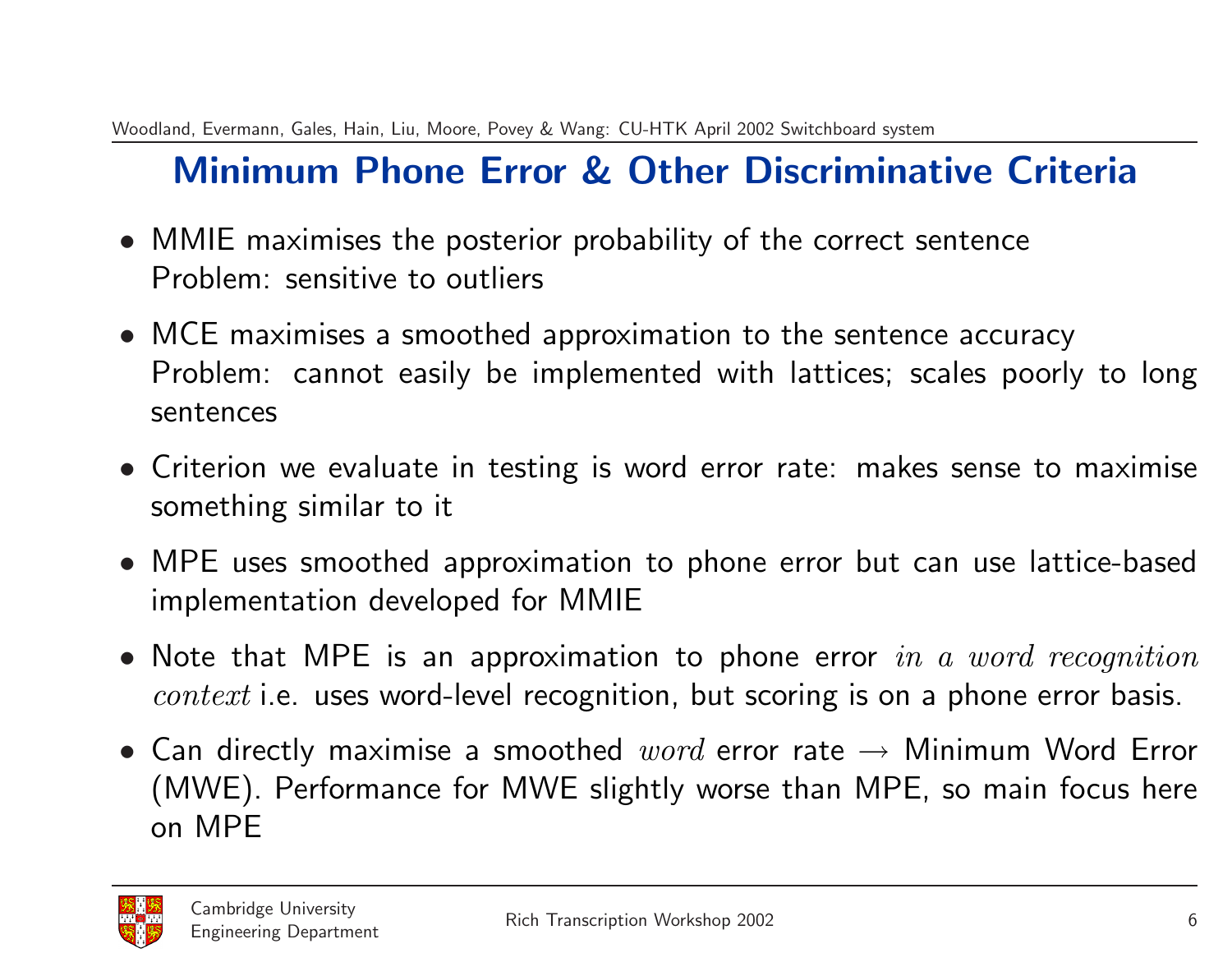# Minimum Phone Error & Other Discriminative Criteria

- MMIE maximises the posterior probability of the correct sentence
  Problem: sensitive to outliers
- MCE maximises a smoothed approximation to the sentence accuracy
  Problem: cannot easily be implemented with lattices; scales poorly to long sentences
- Criterion we evaluate in testing is word error rate: makes sense to maximise something similar to it
- MPE uses smoothed approximation to phone error but can use lattice-based implementation developed for MMIE
- Note that MPE is an approximation to phone error *in a word recognition context* i.e. uses word-level recognition, but scoring is on a phone error basis.
- Can directly maximise a smoothed *word* error rate → Minimum Word Error (MWE). Performance for MWE slightly worse than MPE, so main focus here on MPE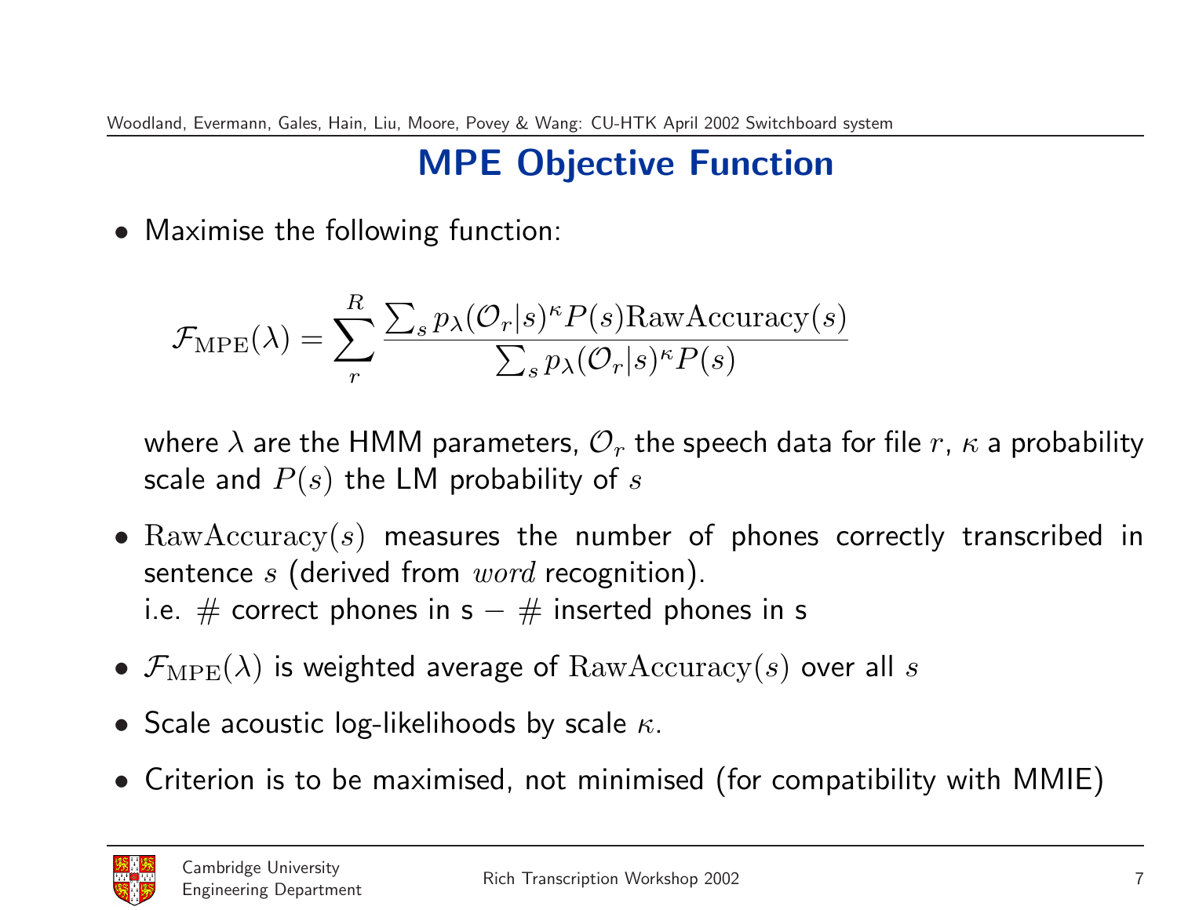# MPE Objective Function

- Maximise the following function:

$$\mathcal{F}_{\mathrm{MPE}}(\lambda) = \sum_{r}^{R} \frac{\sum_s p_\lambda(\mathcal{O}_r|s)^\kappa P(s) \mathrm{RawAccuracy}(s)}{\sum_s p_\lambda(\mathcal{O}_r|s)^\kappa P(s)}$$

  where $\lambda$ are the HMM parameters, $\mathcal{O}_r$ the speech data for file $r$, $\kappa$ a probability scale and $P(s)$ the LM probability of $s$

- $\mathrm{RawAccuracy}(s)$ measures the number of phones correctly transcribed in sentence $s$ (derived from $word$ recognition).
  i.e. # correct phones in s − # inserted phones in s

- $\mathcal{F}_{\mathrm{MPE}}(\lambda)$ is weighted average of $\mathrm{RawAccuracy}(s)$ over all $s$

- Scale acoustic log-likelihoods by scale $\kappa$.

- Criterion is to be maximised, not minimised (for compatibility with MMIE)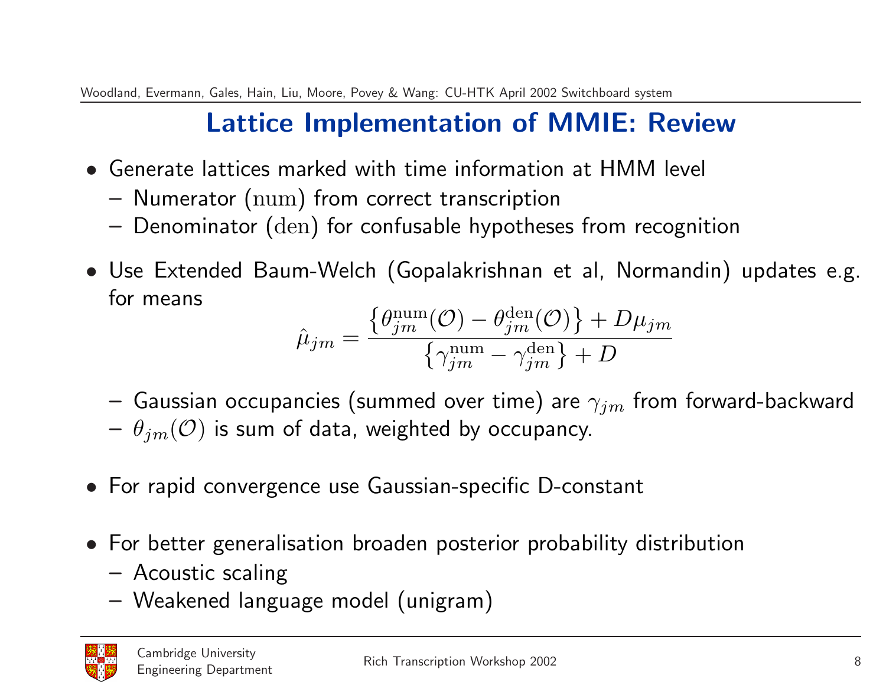# Lattice Implementation of MMIE: Review

- Generate lattices marked with time information at HMM level
  - Numerator ($\mathrm{num}$) from correct transcription
  - Denominator ($\mathrm{den}$) for confusable hypotheses from recognition
- Use Extended Baum-Welch (Gopalakrishnan et al, Normandin) updates e.g. for means

$$\hat{\mu}_{jm} = \frac{\left\{\theta_{jm}^{\mathrm{num}}(\mathcal{O}) - \theta_{jm}^{\mathrm{den}}(\mathcal{O})\right\} + D\mu_{jm}}{\left\{\gamma_{jm}^{\mathrm{num}} - \gamma_{jm}^{\mathrm{den}}\right\} + D}$$

  - Gaussian occupancies (summed over time) are $\gamma_{jm}$ from forward-backward
  - $\theta_{jm}(\mathcal{O})$ is sum of data, weighted by occupancy.
- For rapid convergence use Gaussian-specific D-constant
- For better generalisation broaden posterior probability distribution
  - Acoustic scaling
  - Weakened language model (unigram)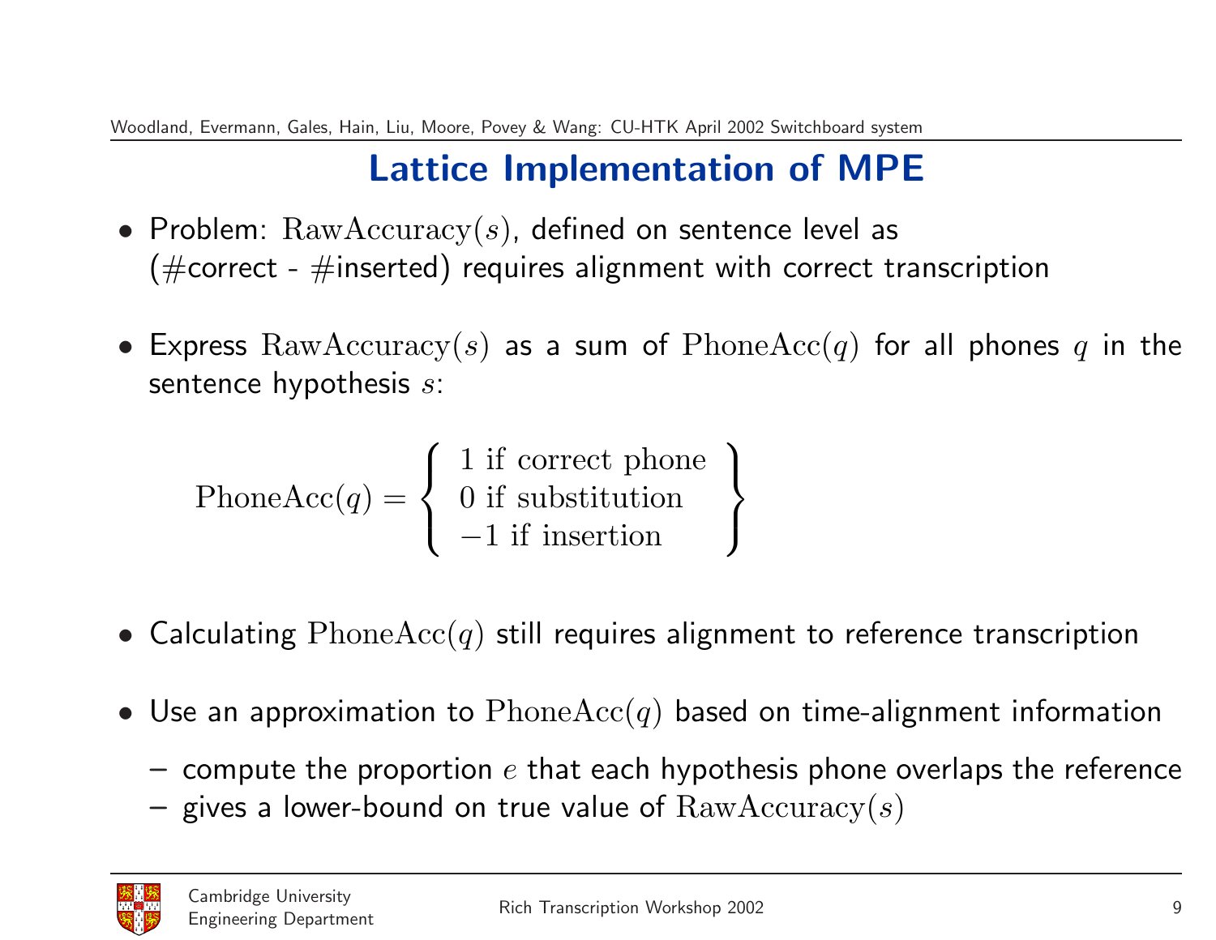# Lattice Implementation of MPE

- Problem: $\text{RawAccuracy}(s)$, defined on sentence level as (#correct - #inserted) requires alignment with correct transcription

- Express $\text{RawAccuracy}(s)$ as a sum of $\text{PhoneAcc}(q)$ for all phones $q$ in the sentence hypothesis $s$:

$$\text{PhoneAcc}(q) = \left\{ \begin{array}{l} 1 \text{ if correct phone} \\ 0 \text{ if substitution} \\ -1 \text{ if insertion} \end{array} \right\}$$

- Calculating $\text{PhoneAcc}(q)$ still requires alignment to reference transcription

- Use an approximation to $\text{PhoneAcc}(q)$ based on time-alignment information
  - compute the proportion $e$ that each hypothesis phone overlaps the reference
  - gives a lower-bound on true value of $\text{RawAccuracy}(s)$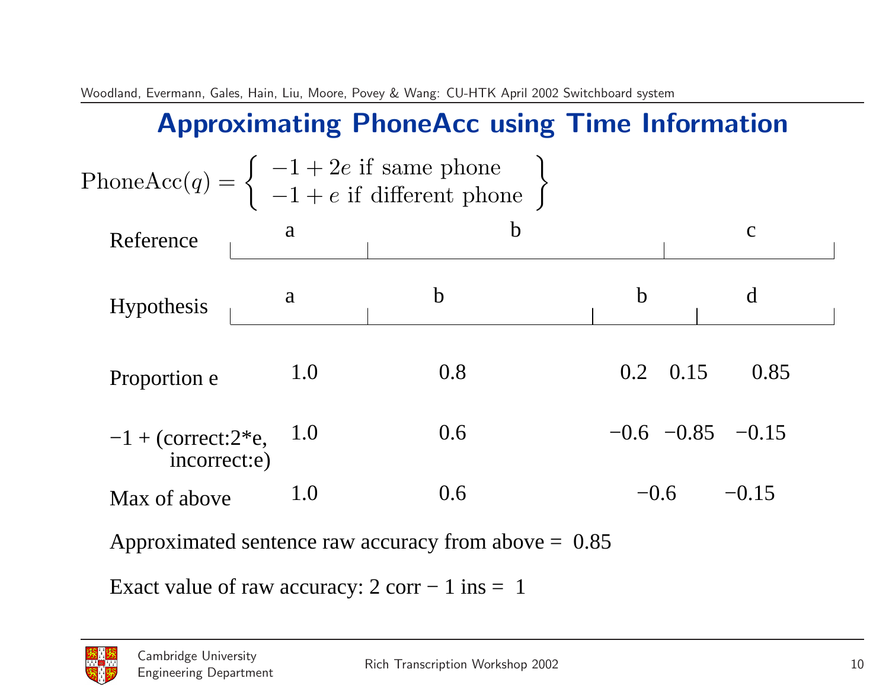# Approximating PhoneAcc using Time Information

$$\text{PhoneAcc}(q) = \left\{ \begin{array}{l} -1 + 2e \text{ if same phone} \\ -1 + e \text{ if different phone} \end{array} \right\}$$

| | | | | |
|---|---|---|---|---|
| Reference | a | b | | c |
| Hypothesis | a | b | b | d |
| Proportion e | 1.0 | 0.8 | 0.2 0.15 | 0.85 |
| −1 + (correct:2*e, incorrect:e) | 1.0 | 0.6 | −0.6 −0.85 | −0.15 |
| Max of above | 1.0 | 0.6 | −0.6 | −0.15 |

Approximated sentence raw accuracy from above = 0.85

Exact value of raw accuracy: 2 corr − 1 ins = 1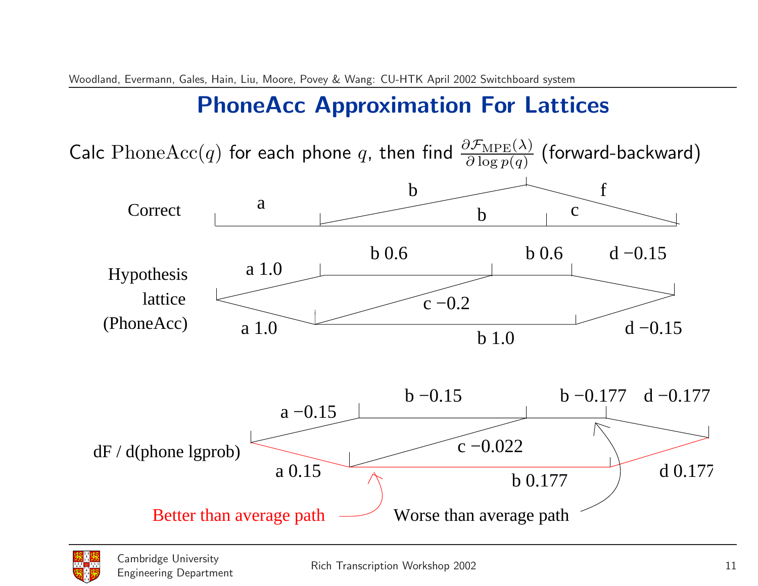# PhoneAcc Approximation For Lattices

Calc $\mathrm{PhoneAcc}(q)$ for each phone $q$, then find $\frac{\partial \mathcal{F}_{\mathrm{MPE}}(\lambda)}{\partial \log p(q)}$ (forward-backward)

Correct: a, b, b, c, f

Hypothesis lattice (PhoneAcc): a 1.0, b 0.6, b 0.6, d −0.15, c −0.2, a 1.0, b 1.0, d −0.15

dF / d(phone lgprob): a −0.15, b −0.15, b −0.177, d −0.177, c −0.022, a 0.15, b 0.177, d 0.177

Better than average path

Worse than average path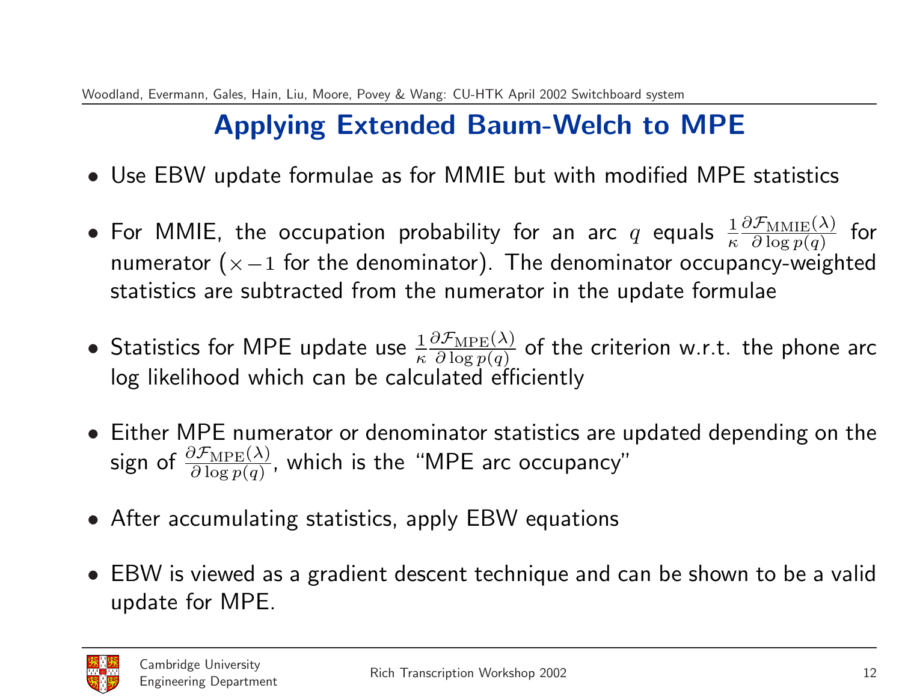# Applying Extended Baum-Welch to MPE

- Use EBW update formulae as for MMIE but with modified MPE statistics
- For MMIE, the occupation probability for an arc $q$ equals $\frac{1}{\kappa}\frac{\partial \mathcal{F}_{\mathrm{MMIE}}(\lambda)}{\partial \log p(q)}$ for numerator ($\times -1$ for the denominator). The denominator occupancy-weighted statistics are subtracted from the numerator in the update formulae
- Statistics for MPE update use $\frac{1}{\kappa}\frac{\partial \mathcal{F}_{\mathrm{MPE}}(\lambda)}{\partial \log p(q)}$ of the criterion w.r.t. the phone arc log likelihood which can be calculated efficiently
- Either MPE numerator or denominator statistics are updated depending on the sign of $\frac{\partial \mathcal{F}_{\mathrm{MPE}}(\lambda)}{\partial \log p(q)}$, which is the "MPE arc occupancy"
- After accumulating statistics, apply EBW equations
- EBW is viewed as a gradient descent technique and can be shown to be a valid update for MPE.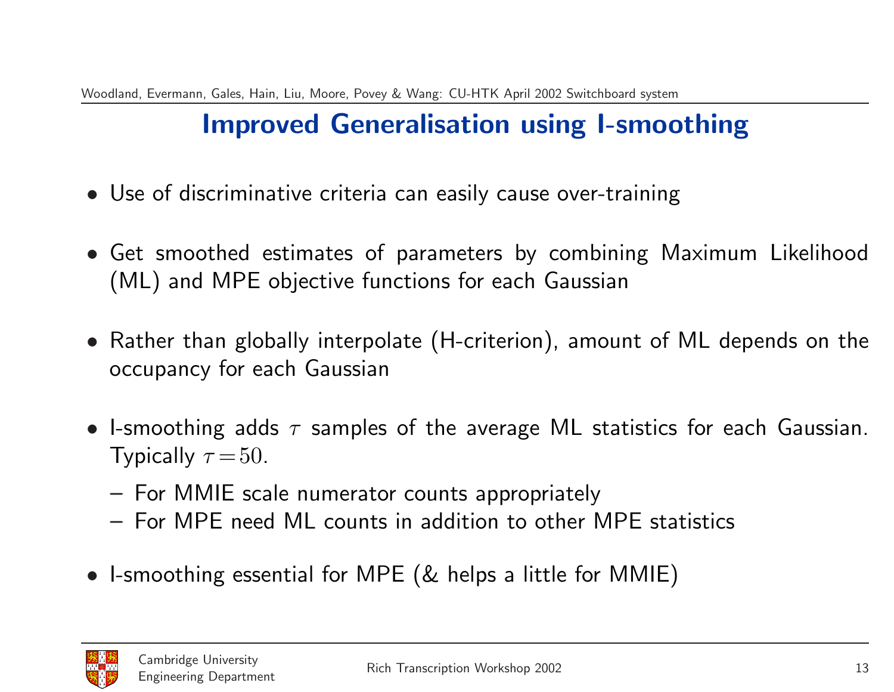# Improved Generalisation using I-smoothing

- Use of discriminative criteria can easily cause over-training
- Get smoothed estimates of parameters by combining Maximum Likelihood (ML) and MPE objective functions for each Gaussian
- Rather than globally interpolate (H-criterion), amount of ML depends on the occupancy for each Gaussian
- I-smoothing adds $\tau$ samples of the average ML statistics for each Gaussian. Typically $\tau = 50$.
  - For MMIE scale numerator counts appropriately
  - For MPE need ML counts in addition to other MPE statistics
- I-smoothing essential for MPE (& helps a little for MMIE)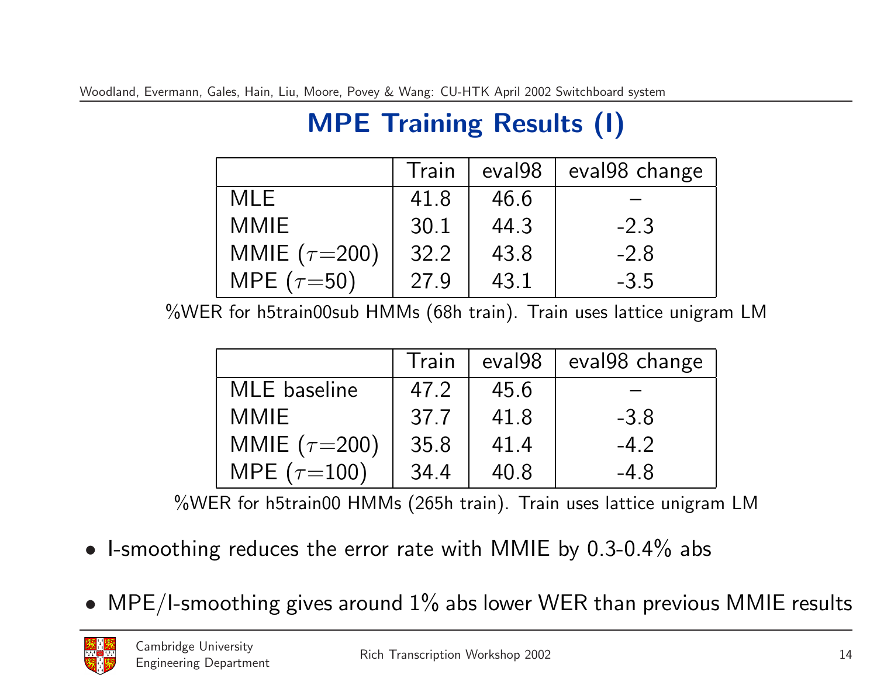# MPE Training Results (I)

| | Train | eval98 | eval98 change |
|---|---|---|---|
| MLE | 41.8 | 46.6 | – |
| MMIE | 30.1 | 44.3 | -2.3 |
| MMIE ($\tau$=200) | 32.2 | 43.8 | -2.8 |
| MPE ($\tau$=50) | 27.9 | 43.1 | -3.5 |

%WER for h5train00sub HMMs (68h train). Train uses lattice unigram LM

| | Train | eval98 | eval98 change |
|---|---|---|---|
| MLE baseline | 47.2 | 45.6 | – |
| MMIE | 37.7 | 41.8 | -3.8 |
| MMIE ($\tau$=200) | 35.8 | 41.4 | -4.2 |
| MPE ($\tau$=100) | 34.4 | 40.8 | -4.8 |

%WER for h5train00 HMMs (265h train). Train uses lattice unigram LM

- I-smoothing reduces the error rate with MMIE by 0.3-0.4% abs
- MPE/I-smoothing gives around 1% abs lower WER than previous MMIE results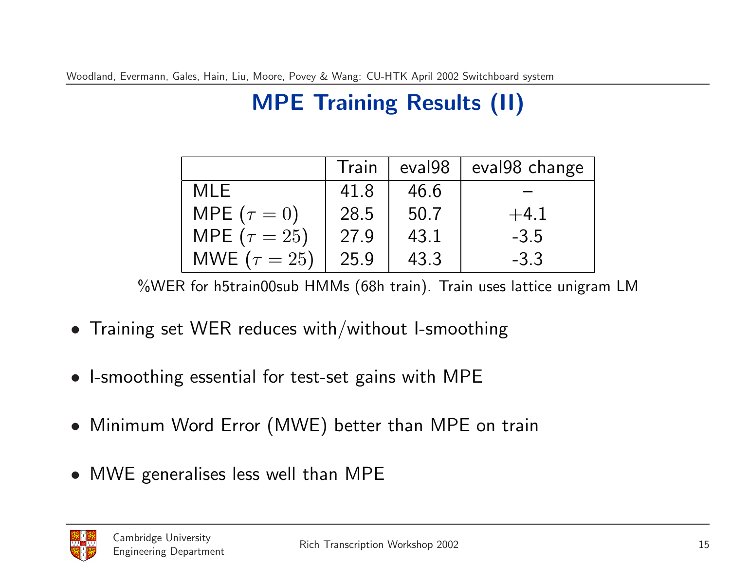# MPE Training Results (II)

| | Train | eval98 | eval98 change |
|---|---|---|---|
| MLE | 41.8 | 46.6 | – |
| MPE ($\tau = 0$) | 28.5 | 50.7 | +4.1 |
| MPE ($\tau = 25$) | 27.9 | 43.1 | -3.5 |
| MWE ($\tau = 25$) | 25.9 | 43.3 | -3.3 |

%WER for h5train00sub HMMs (68h train). Train uses lattice unigram LM

- Training set WER reduces with/without I-smoothing
- I-smoothing essential for test-set gains with MPE
- Minimum Word Error (MWE) better than MPE on train
- MWE generalises less well than MPE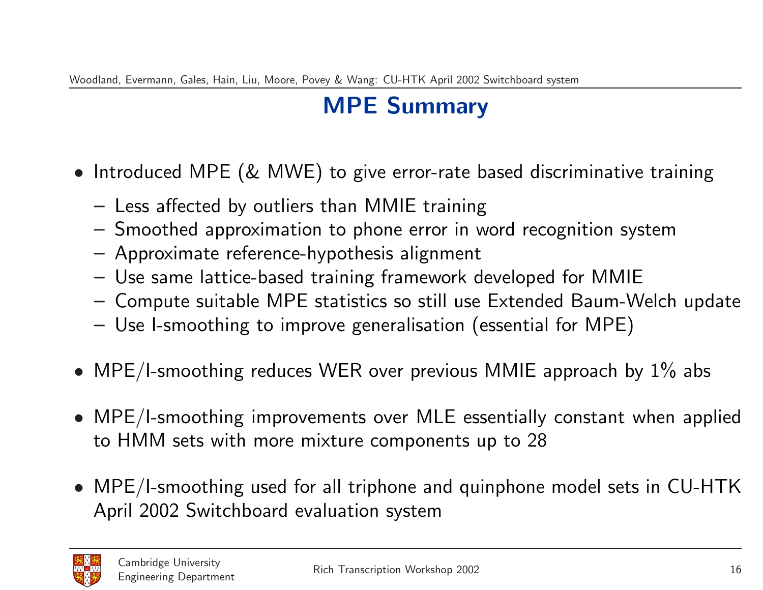# MPE Summary

- Introduced MPE (& MWE) to give error-rate based discriminative training
  - Less affected by outliers than MMIE training
  - Smoothed approximation to phone error in word recognition system
  - Approximate reference-hypothesis alignment
  - Use same lattice-based training framework developed for MMIE
  - Compute suitable MPE statistics so still use Extended Baum-Welch update
  - Use I-smoothing to improve generalisation (essential for MPE)
- MPE/I-smoothing reduces WER over previous MMIE approach by 1% abs
- MPE/I-smoothing improvements over MLE essentially constant when applied to HMM sets with more mixture components up to 28
- MPE/I-smoothing used for all triphone and quinphone model sets in CU-HTK April 2002 Switchboard evaluation system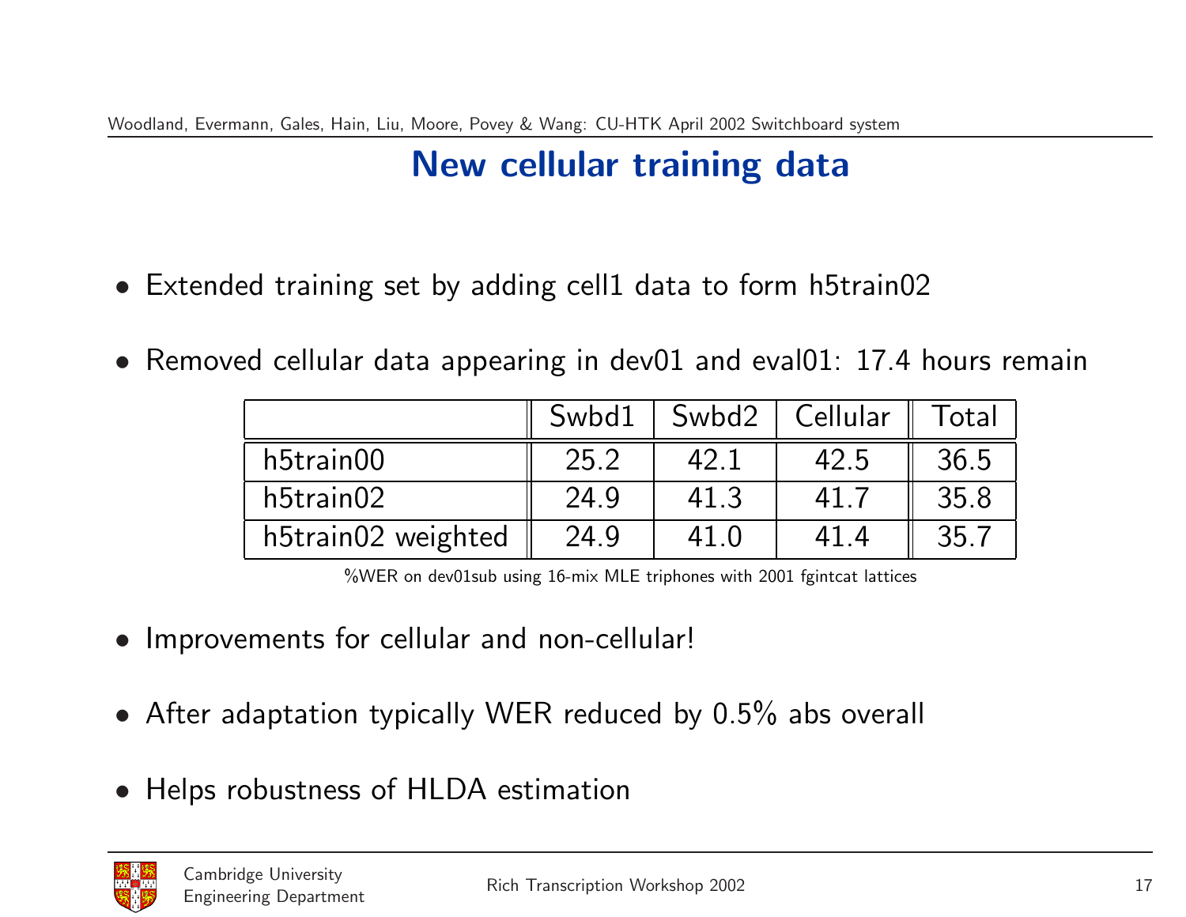# New cellular training data

- Extended training set by adding cell1 data to form h5train02
- Removed cellular data appearing in dev01 and eval01: 17.4 hours remain

| | Swbd1 | Swbd2 | Cellular | Total |
|---|---|---|---|---|
| h5train00 | 25.2 | 42.1 | 42.5 | 36.5 |
| h5train02 | 24.9 | 41.3 | 41.7 | 35.8 |
| h5train02 weighted | 24.9 | 41.0 | 41.4 | 35.7 |

%WER on dev01sub using 16-mix MLE triphones with 2001 fgintcat lattices

- Improvements for cellular and non-cellular!
- After adaptation typically WER reduced by 0.5% abs overall
- Helps robustness of HLDA estimation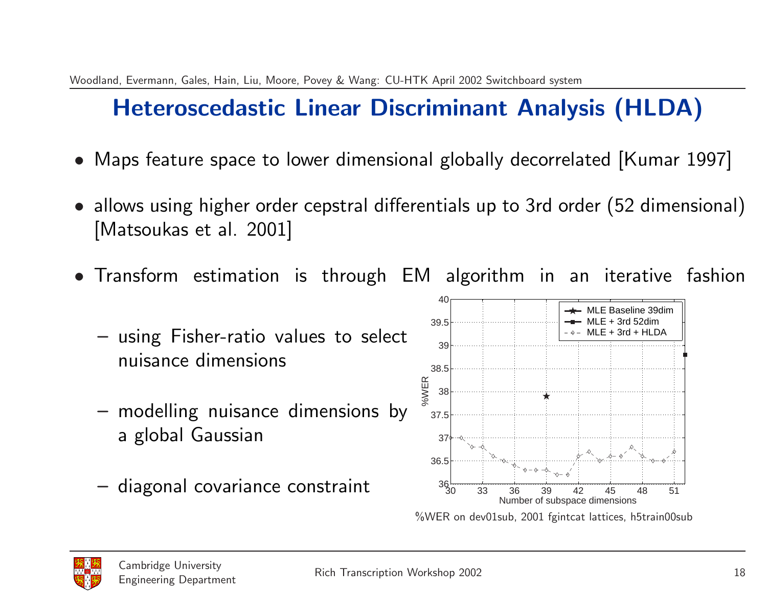# Heteroscedastic Linear Discriminant Analysis (HLDA)

- Maps feature space to lower dimensional globally decorrelated [Kumar 1997]
- allows using higher order cepstral differentials up to 3rd order (52 dimensional) [Matsoukas et al. 2001]
- Transform estimation is through EM algorithm in an iterative fashion
  - using Fisher-ratio values to select nuisance dimensions
  - modelling nuisance dimensions by a global Gaussian
  - diagonal covariance constraint

%WER on dev01sub, 2001 fgintcat lattices, h5train00sub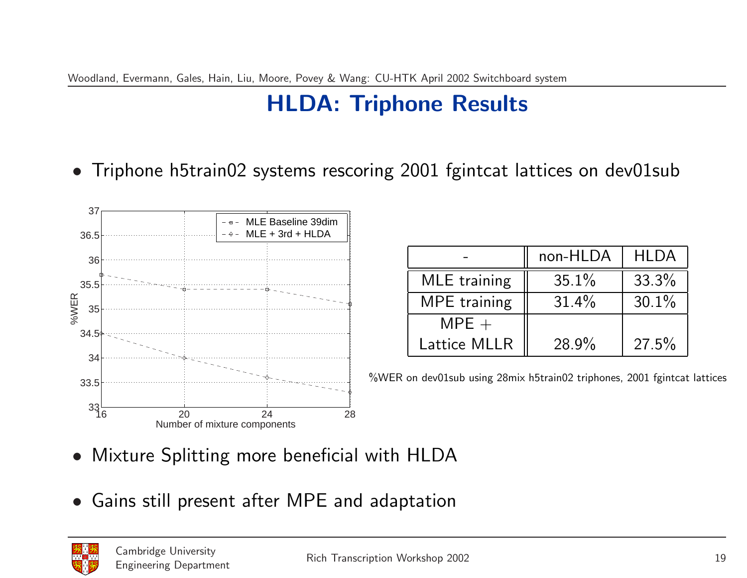# HLDA: Triphone Results

- Triphone h5train02 systems rescoring 2001 fgintcat lattices on dev01sub

| - | non-HLDA | HLDA |
|---|---|---|
| MLE training | 35.1% | 33.3% |
| MPE training | 31.4% | 30.1% |
| MPE + Lattice MLLR | 28.9% | 27.5% |

%WER on dev01sub using 28mix h5train02 triphones, 2001 fgintcat lattices

- Mixture Splitting more beneficial with HLDA
- Gains still present after MPE and adaptation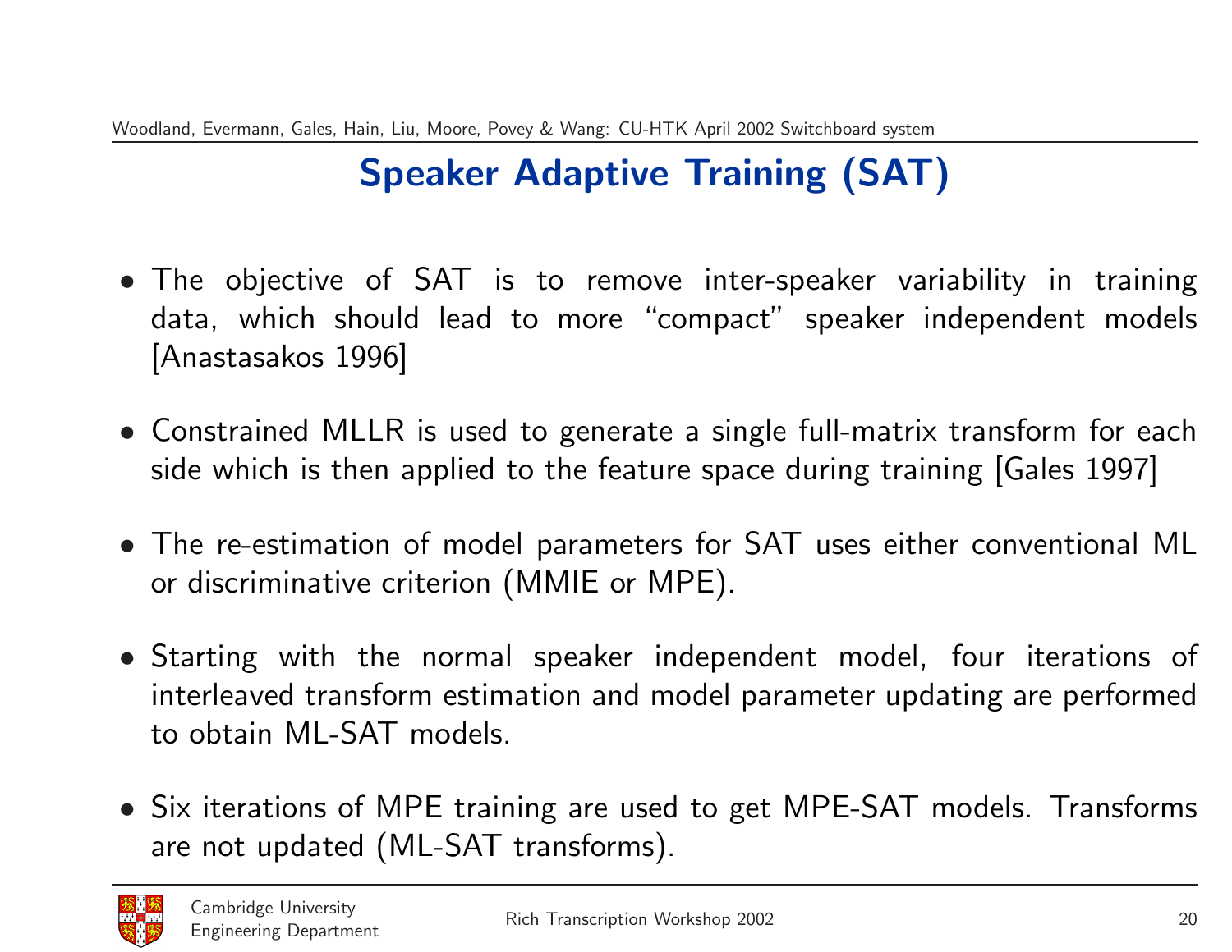# Speaker Adaptive Training (SAT)

- The objective of SAT is to remove inter-speaker variability in training data, which should lead to more "compact" speaker independent models [Anastasakos 1996]
- Constrained MLLR is used to generate a single full-matrix transform for each side which is then applied to the feature space during training [Gales 1997]
- The re-estimation of model parameters for SAT uses either conventional ML or discriminative criterion (MMIE or MPE).
- Starting with the normal speaker independent model, four iterations of interleaved transform estimation and model parameter updating are performed to obtain ML-SAT models.
- Six iterations of MPE training are used to get MPE-SAT models. Transforms are not updated (ML-SAT transforms).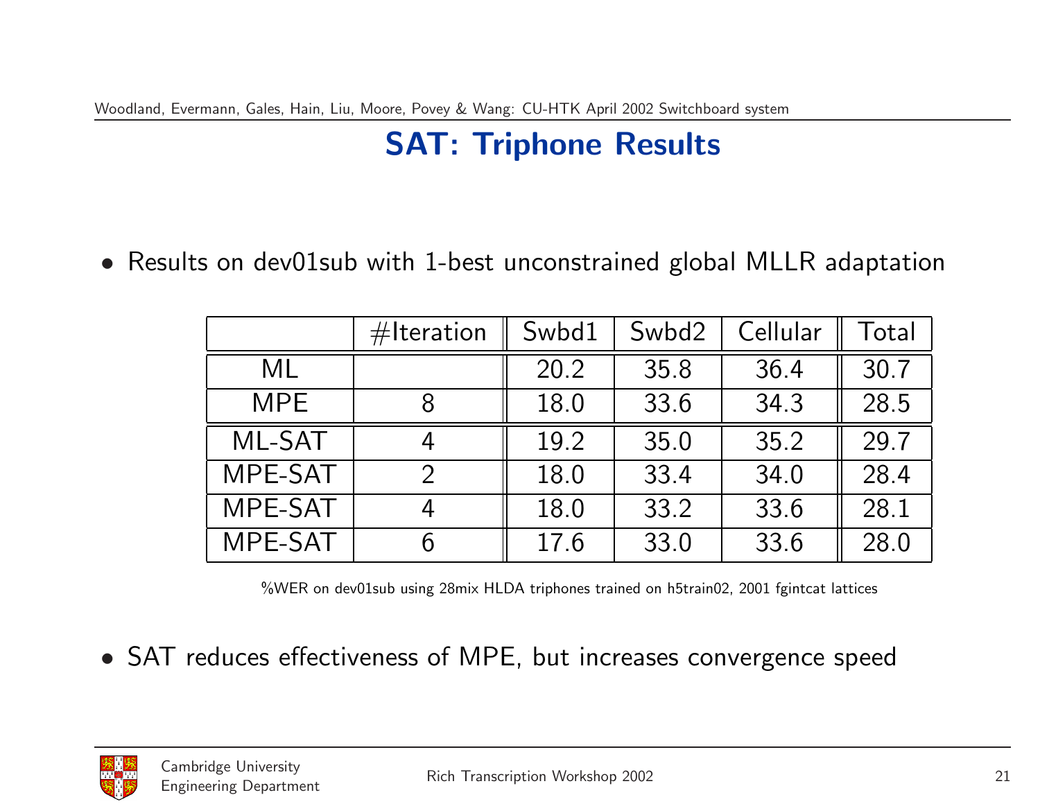# SAT: Triphone Results

- Results on dev01sub with 1-best unconstrained global MLLR adaptation

| | #Iteration | Swbd1 | Swbd2 | Cellular | Total |
|---|---|---|---|---|---|
| ML | | 20.2 | 35.8 | 36.4 | 30.7 |
| MPE | 8 | 18.0 | 33.6 | 34.3 | 28.5 |
| ML-SAT | 4 | 19.2 | 35.0 | 35.2 | 29.7 |
| MPE-SAT | 2 | 18.0 | 33.4 | 34.0 | 28.4 |
| MPE-SAT | 4 | 18.0 | 33.2 | 33.6 | 28.1 |
| MPE-SAT | 6 | 17.6 | 33.0 | 33.6 | 28.0 |

%WER on dev01sub using 28mix HLDA triphones trained on h5train02, 2001 fgintcat lattices

- SAT reduces effectiveness of MPE, but increases convergence speed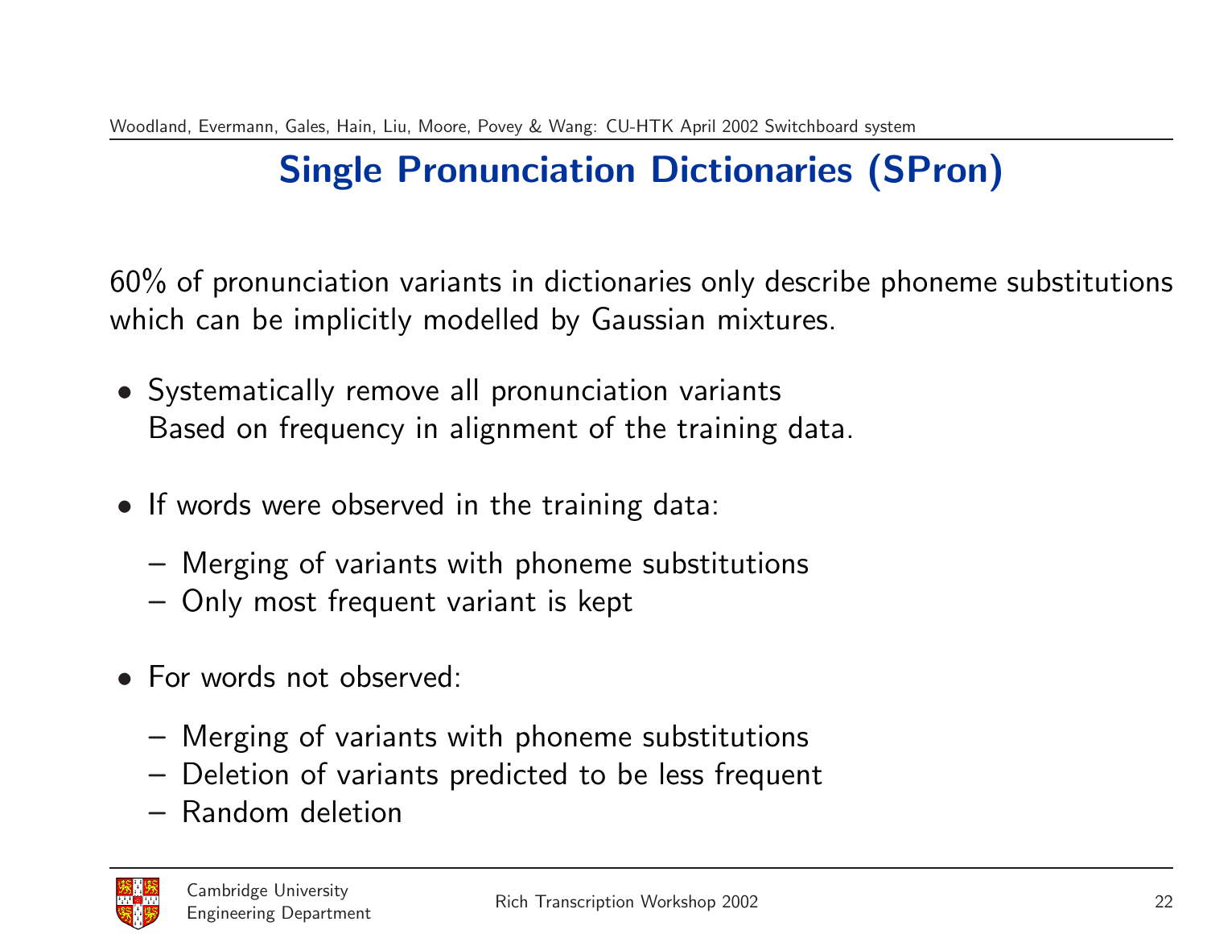# Single Pronunciation Dictionaries (SPron)

60% of pronunciation variants in dictionaries only describe phoneme substitutions which can be implicitly modelled by Gaussian mixtures.

- Systematically remove all pronunciation variants
  Based on frequency in alignment of the training data.

- If words were observed in the training data:
  - Merging of variants with phoneme substitutions
  - Only most frequent variant is kept

- For words not observed:
  - Merging of variants with phoneme substitutions
  - Deletion of variants predicted to be less frequent
  - Random deletion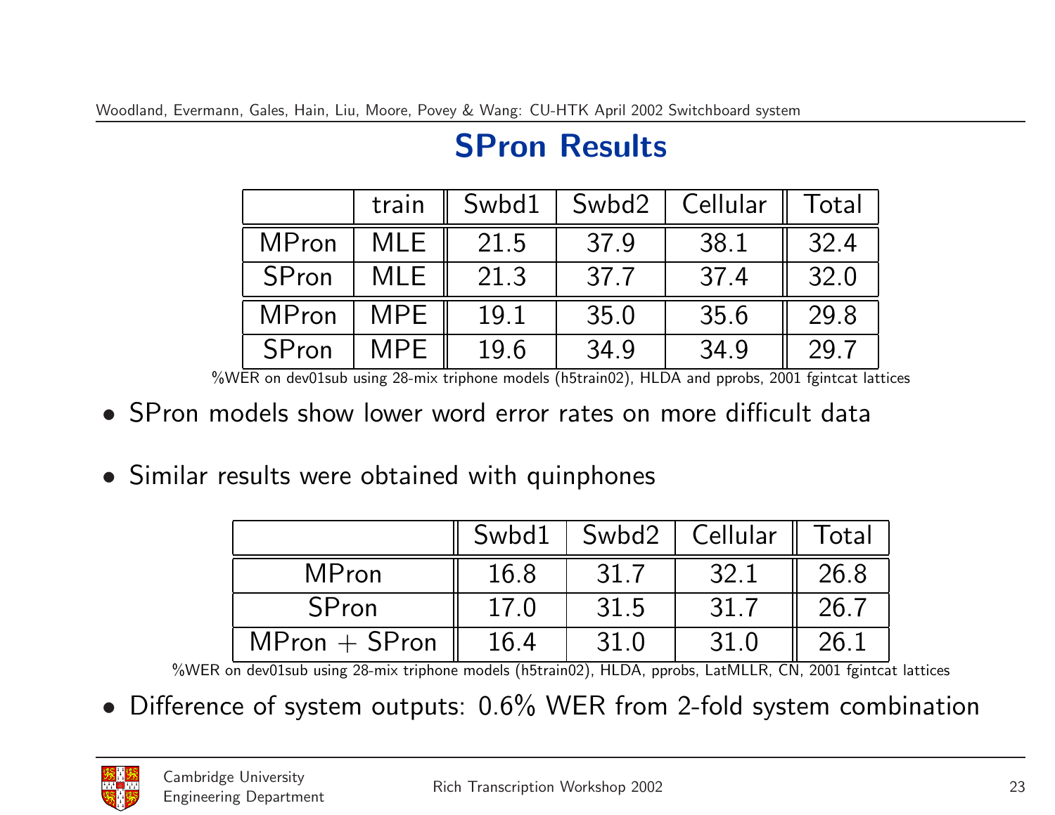# SPron Results

| | train | Swbd1 | Swbd2 | Cellular | Total |
|---|---|---|---|---|---|
| MPron | MLE | 21.5 | 37.9 | 38.1 | 32.4 |
| SPron | MLE | 21.3 | 37.7 | 37.4 | 32.0 |
| MPron | MPE | 19.1 | 35.0 | 35.6 | 29.8 |
| SPron | MPE | 19.6 | 34.9 | 34.9 | 29.7 |

%WER on dev01sub using 28-mix triphone models (h5train02), HLDA and pprobs, 2001 fgintcat lattices

- SPron models show lower word error rates on more difficult data
- Similar results were obtained with quinphones

| | Swbd1 | Swbd2 | Cellular | Total |
|---|---|---|---|---|
| MPron | 16.8 | 31.7 | 32.1 | 26.8 |
| SPron | 17.0 | 31.5 | 31.7 | 26.7 |
| MPron + SPron | 16.4 | 31.0 | 31.0 | 26.1 |

%WER on dev01sub using 28-mix triphone models (h5train02), HLDA, pprobs, LatMLLR, CN, 2001 fgintcat lattices

- Difference of system outputs: 0.6% WER from 2-fold system combination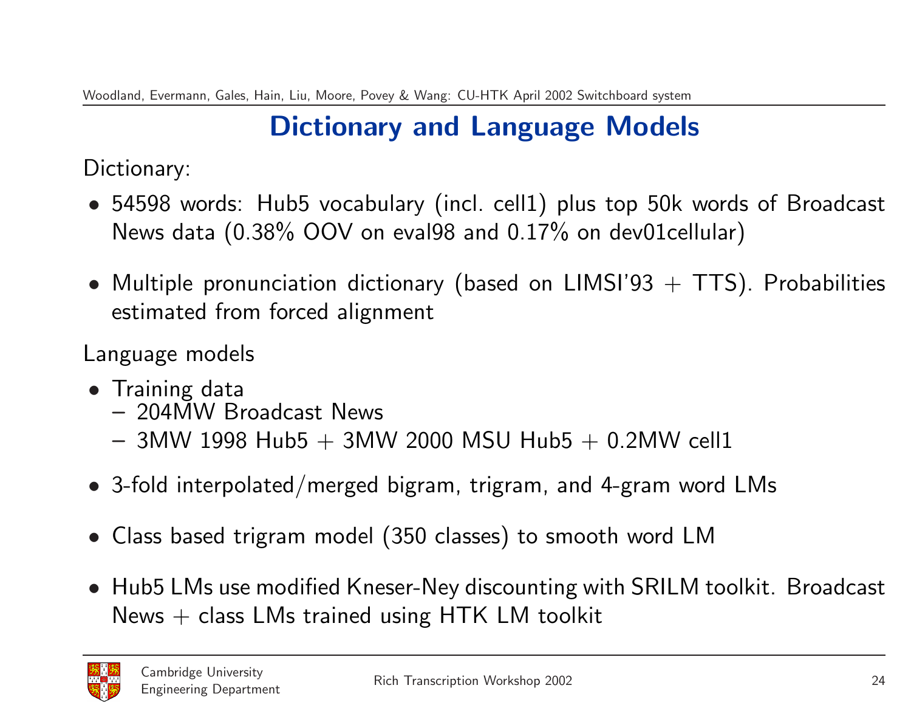# Dictionary and Language Models

Dictionary:

- 54598 words: Hub5 vocabulary (incl. cell1) plus top 50k words of Broadcast News data (0.38% OOV on eval98 and 0.17% on dev01cellular)
- Multiple pronunciation dictionary (based on LIMSI'93 + TTS). Probabilities estimated from forced alignment

Language models

- Training data
  - 204MW Broadcast News
  - 3MW 1998 Hub5 + 3MW 2000 MSU Hub5 + 0.2MW cell1
- 3-fold interpolated/merged bigram, trigram, and 4-gram word LMs
- Class based trigram model (350 classes) to smooth word LM
- Hub5 LMs use modified Kneser-Ney discounting with SRILM toolkit. Broadcast News + class LMs trained using HTK LM toolkit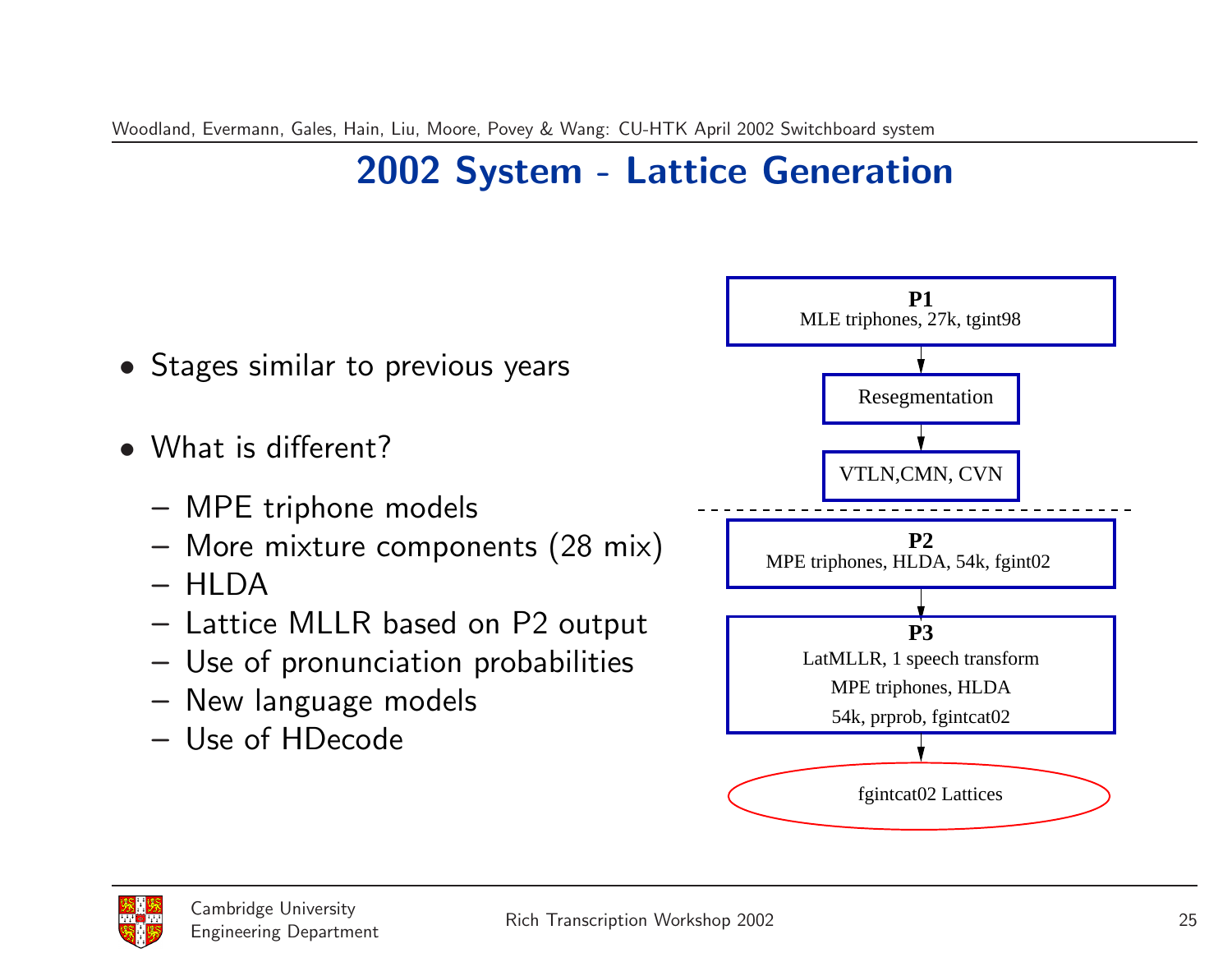# 2002 System - Lattice Generation

- Stages similar to previous years
- What is different?
  - MPE triphone models
  - More mixture components (28 mix)
  - HLDA
  - Lattice MLLR based on P2 output
  - Use of pronunciation probabilities
  - New language models
  - Use of HDecode

**P1**
MLE triphones, 27k, tgint98

↓

Resegmentation

↓

VTLN,CMN, CVN

---

**P2**
MPE triphones, HLDA, 54k, fgint02

↓

**P3**
LatMLLR, 1 speech transform
MPE triphones, HLDA
54k, prprob, fgintcat02

↓

fgintcat02 Lattices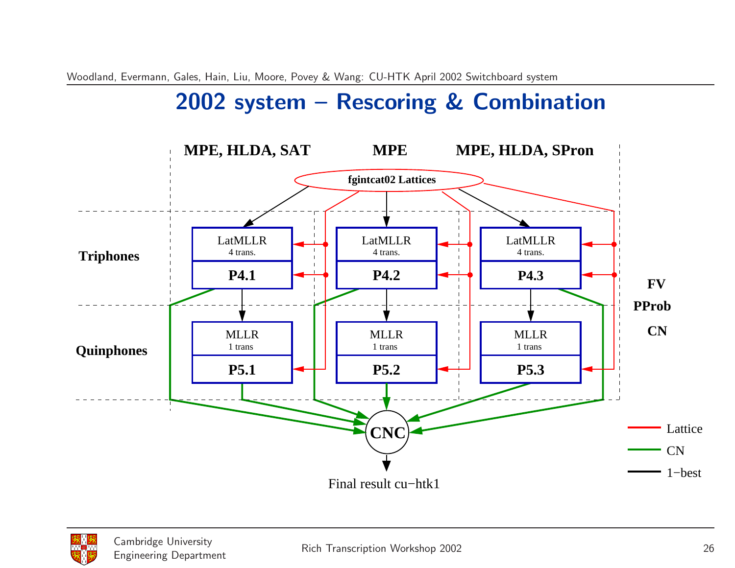# 2002 system – Rescoring & Combination

MPE, HLDA, SAT | MPE | MPE, HLDA, SPron

fgintcat02 Lattices

Triphones

LatMLLR 4 trans. P4.1 | LatMLLR 4 trans. P4.2 | LatMLLR 4 trans. P4.3

Quinphones

MLLR 1 trans P5.1 | MLLR 1 trans P5.2 | MLLR 1 trans P5.3

FV

PProb

CN

CNC

Final result cu−htk1

Lattice

CN

1−best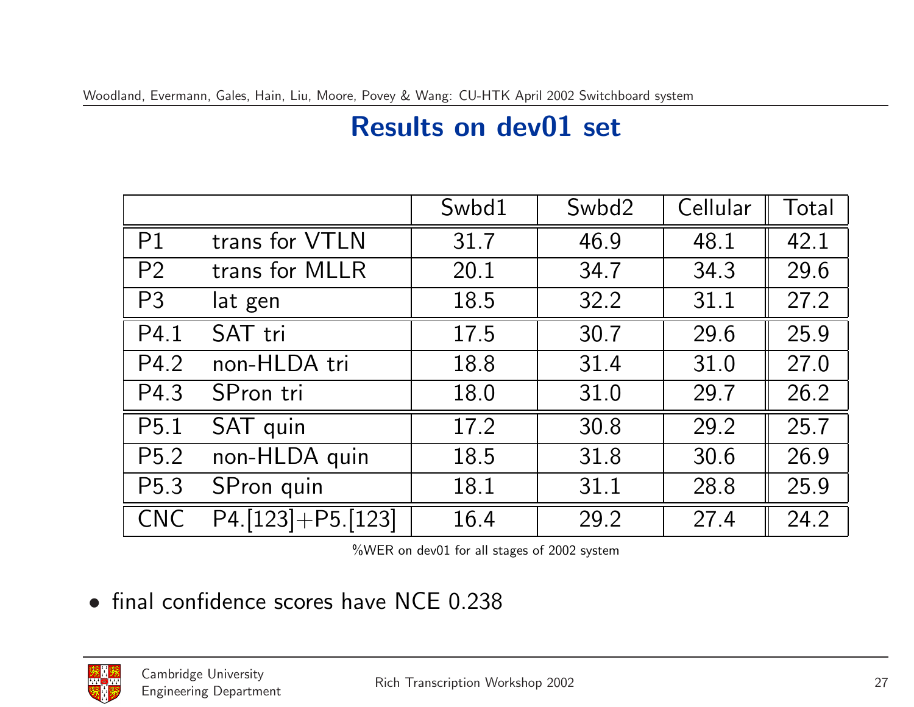## Results on dev01 set

| | | Swbd1 | Swbd2 | Cellular | Total |
|---|---|---|---|---|---|
| P1 | trans for VTLN | 31.7 | 46.9 | 48.1 | 42.1 |
| P2 | trans for MLLR | 20.1 | 34.7 | 34.3 | 29.6 |
| P3 | lat gen | 18.5 | 32.2 | 31.1 | 27.2 |
| P4.1 | SAT tri | 17.5 | 30.7 | 29.6 | 25.9 |
| P4.2 | non-HLDA tri | 18.8 | 31.4 | 31.0 | 27.0 |
| P4.3 | SPron tri | 18.0 | 31.0 | 29.7 | 26.2 |
| P5.1 | SAT quin | 17.2 | 30.8 | 29.2 | 25.7 |
| P5.2 | non-HLDA quin | 18.5 | 31.8 | 30.6 | 26.9 |
| P5.3 | SPron quin | 18.1 | 31.1 | 28.8 | 25.9 |
| CNC | P4.[123]+P5.[123] | 16.4 | 29.2 | 27.4 | 24.2 |

%WER on dev01 for all stages of 2002 system

- final confidence scores have NCE 0.238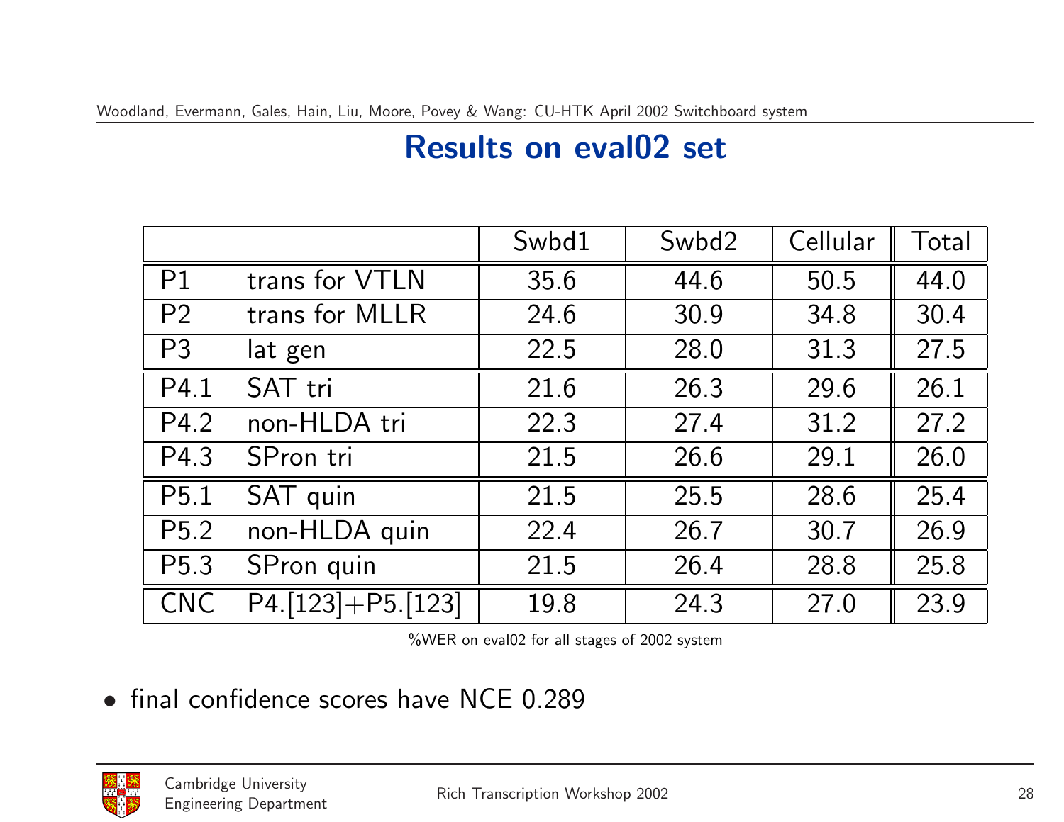## Results on eval02 set

| | | Swbd1 | Swbd2 | Cellular | Total |
|---|---|---|---|---|---|
| P1 | trans for VTLN | 35.6 | 44.6 | 50.5 | 44.0 |
| P2 | trans for MLLR | 24.6 | 30.9 | 34.8 | 30.4 |
| P3 | lat gen | 22.5 | 28.0 | 31.3 | 27.5 |
| P4.1 | SAT tri | 21.6 | 26.3 | 29.6 | 26.1 |
| P4.2 | non-HLDA tri | 22.3 | 27.4 | 31.2 | 27.2 |
| P4.3 | SPron tri | 21.5 | 26.6 | 29.1 | 26.0 |
| P5.1 | SAT quin | 21.5 | 25.5 | 28.6 | 25.4 |
| P5.2 | non-HLDA quin | 22.4 | 26.7 | 30.7 | 26.9 |
| P5.3 | SPron quin | 21.5 | 26.4 | 28.8 | 25.8 |
| CNC | P4.[123]+P5.[123] | 19.8 | 24.3 | 27.0 | 23.9 |

%WER on eval02 for all stages of 2002 system

- final confidence scores have NCE 0.289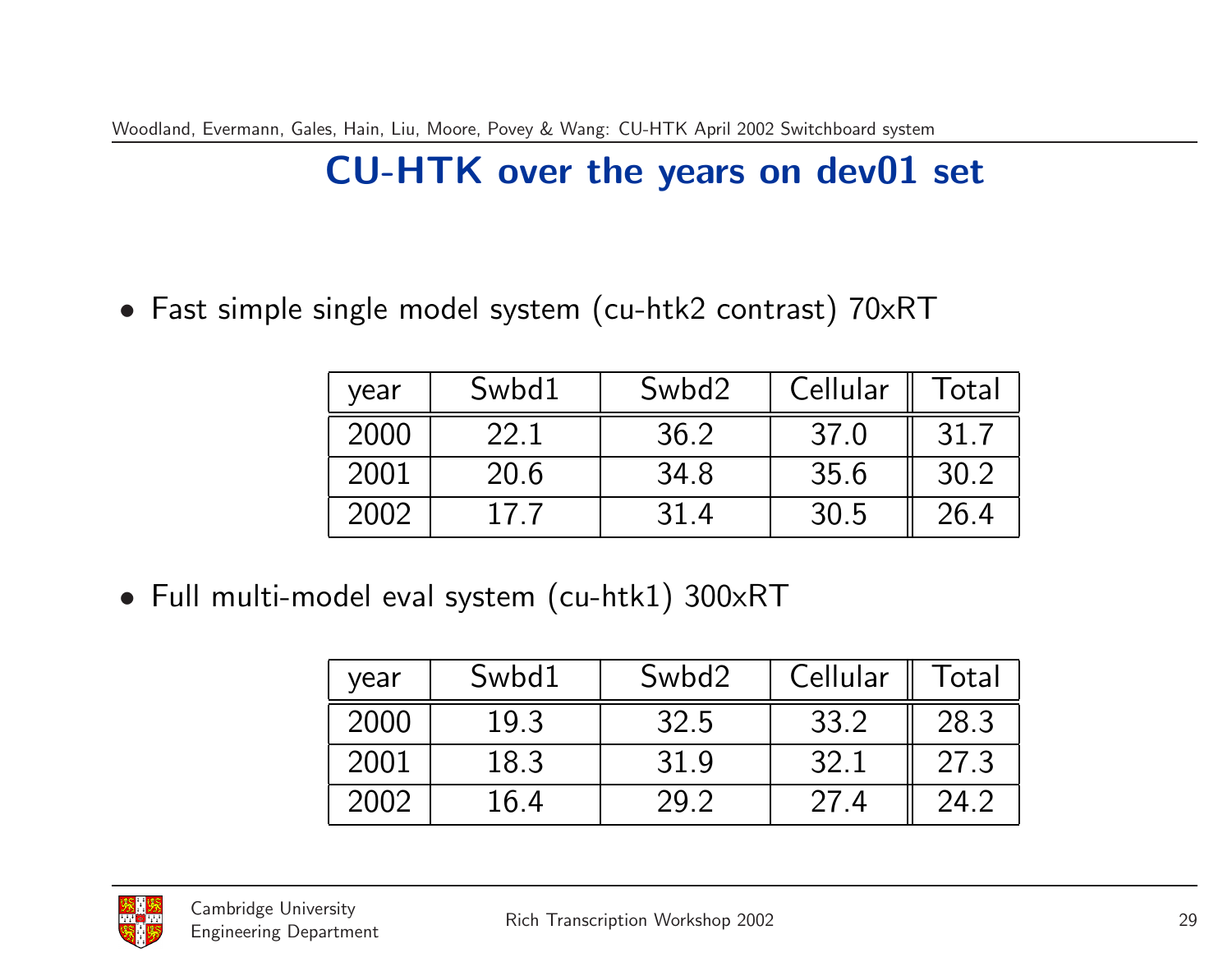# CU-HTK over the years on dev01 set

- Fast simple single model system (cu-htk2 contrast) 70xRT

| year | Swbd1 | Swbd2 | Cellular | Total |
|---|---|---|---|---|
| 2000 | 22.1 | 36.2 | 37.0 | 31.7 |
| 2001 | 20.6 | 34.8 | 35.6 | 30.2 |
| 2002 | 17.7 | 31.4 | 30.5 | 26.4 |

- Full multi-model eval system (cu-htk1) 300xRT

| year | Swbd1 | Swbd2 | Cellular | Total |
|---|---|---|---|---|
| 2000 | 19.3 | 32.5 | 33.2 | 28.3 |
| 2001 | 18.3 | 31.9 | 32.1 | 27.3 |
| 2002 | 16.4 | 29.2 | 27.4 | 24.2 |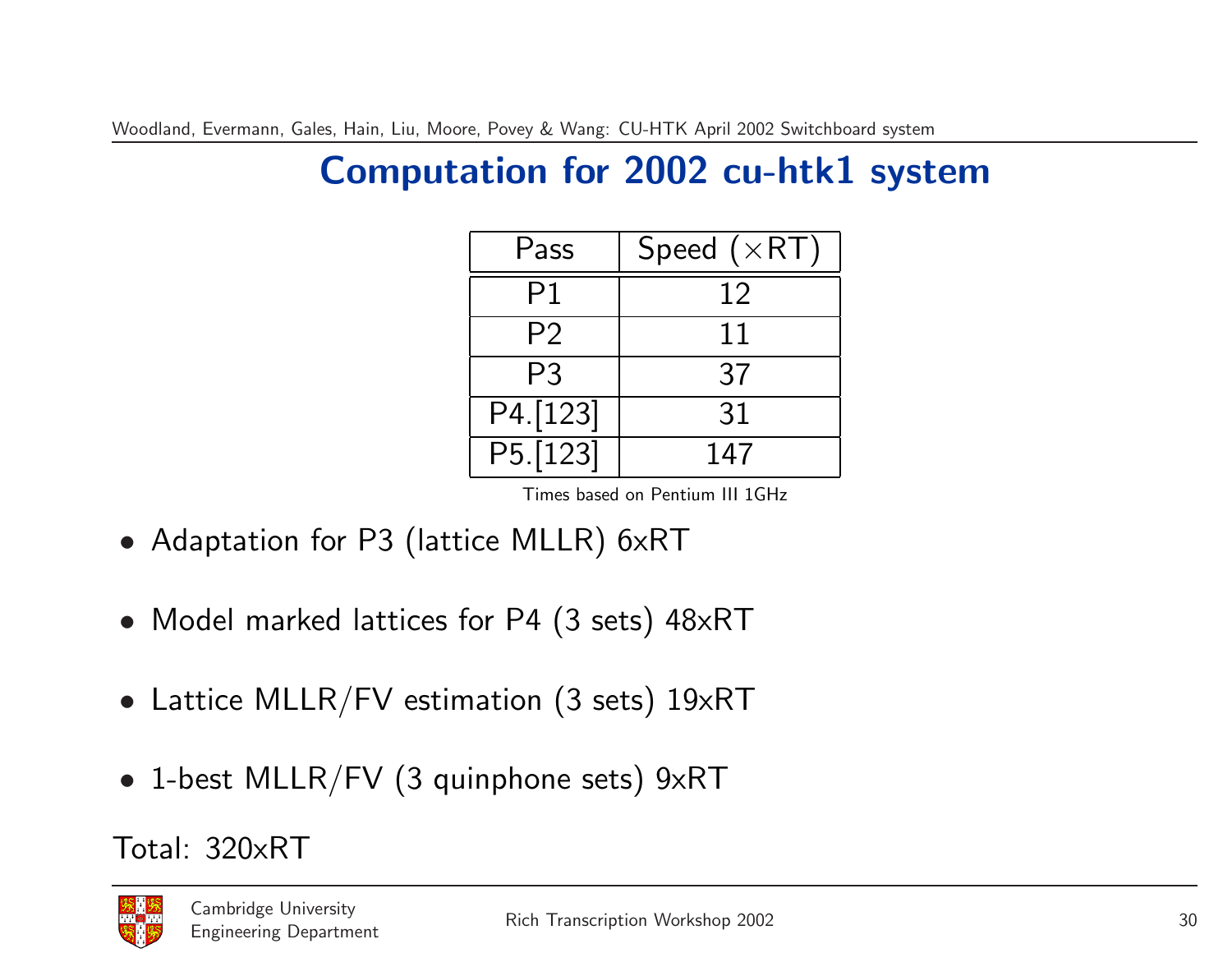# Computation for 2002 cu-htk1 system

| Pass | Speed ($\times$RT) |
| --- | --- |
| P1 | 12 |
| P2 | 11 |
| P3 | 37 |
| P4.[123] | 31 |
| P5.[123] | 147 |

Times based on Pentium III 1GHz

- Adaptation for P3 (lattice MLLR) 6xRT
- Model marked lattices for P4 (3 sets) 48xRT
- Lattice MLLR/FV estimation (3 sets) 19xRT
- 1-best MLLR/FV (3 quinphone sets) 9xRT

Total: 320xRT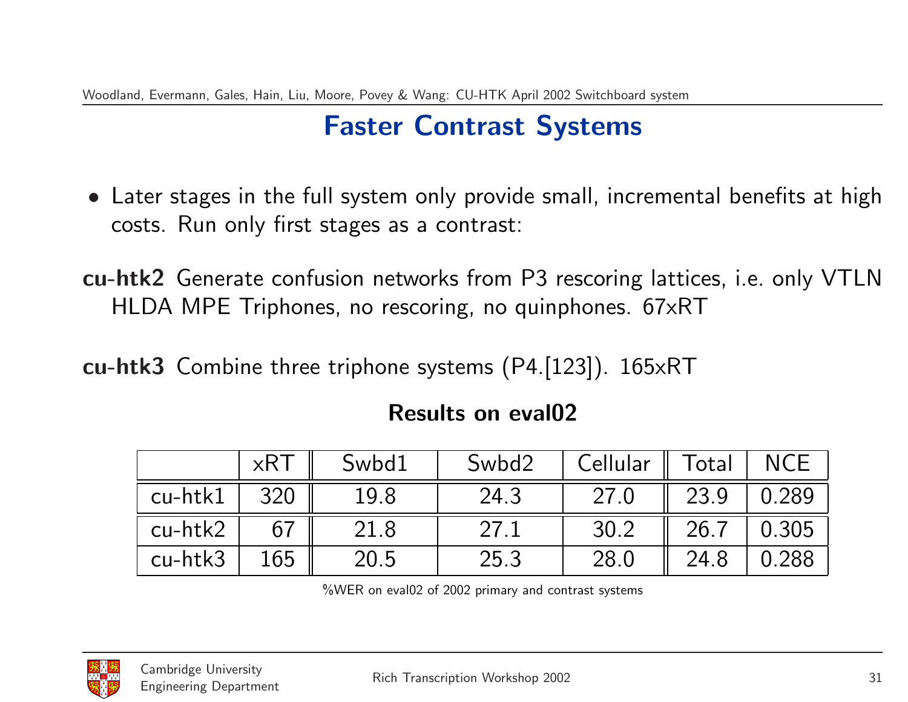# Faster Contrast Systems

- Later stages in the full system only provide small, incremental benefits at high costs. Run only first stages as a contrast:

**cu-htk2** Generate confusion networks from P3 rescoring lattices, i.e. only VTLN HLDA MPE Triphones, no rescoring, no quinphones. 67xRT

**cu-htk3** Combine three triphone systems (P4.[123]). 165xRT

**Results on eval02**

| | xRT | Swbd1 | Swbd2 | Cellular | Total | NCE |
|---|---|---|---|---|---|---|
| cu-htk1 | 320 | 19.8 | 24.3 | 27.0 | 23.9 | 0.289 |
| cu-htk2 | 67 | 21.8 | 27.1 | 30.2 | 26.7 | 0.305 |
| cu-htk3 | 165 | 20.5 | 25.3 | 28.0 | 24.8 | 0.288 |

%WER on eval02 of 2002 primary and contrast systems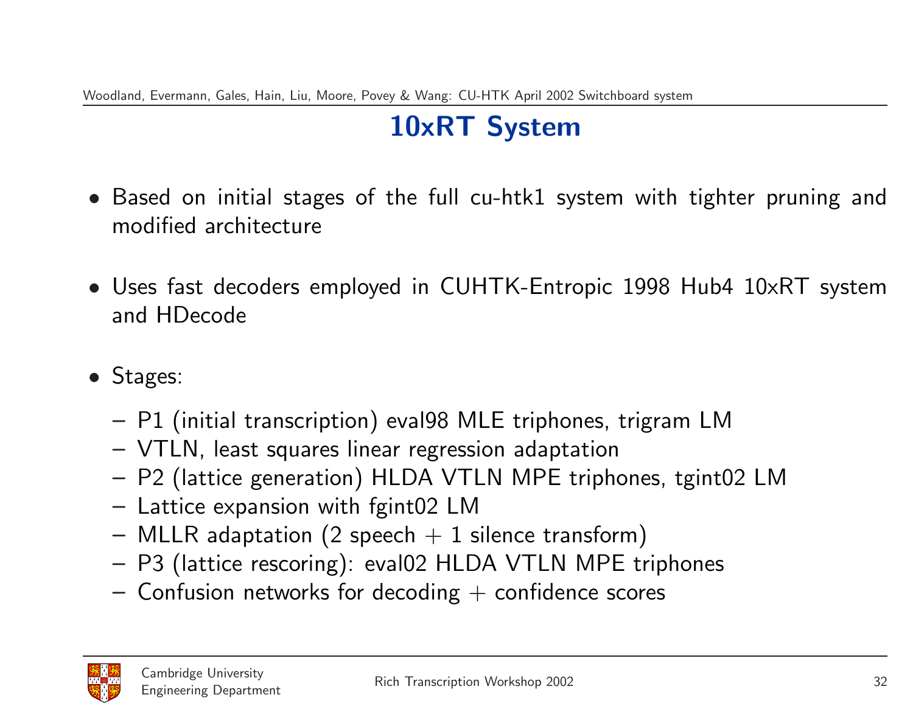# 10xRT System

- Based on initial stages of the full cu-htk1 system with tighter pruning and modified architecture
- Uses fast decoders employed in CUHTK-Entropic 1998 Hub4 10xRT system and HDecode
- Stages:
  - P1 (initial transcription) eval98 MLE triphones, trigram LM
  - VTLN, least squares linear regression adaptation
  - P2 (lattice generation) HLDA VTLN MPE triphones, tgint02 LM
  - Lattice expansion with fgint02 LM
  - MLLR adaptation (2 speech + 1 silence transform)
  - P3 (lattice rescoring): eval02 HLDA VTLN MPE triphones
  - Confusion networks for decoding + confidence scores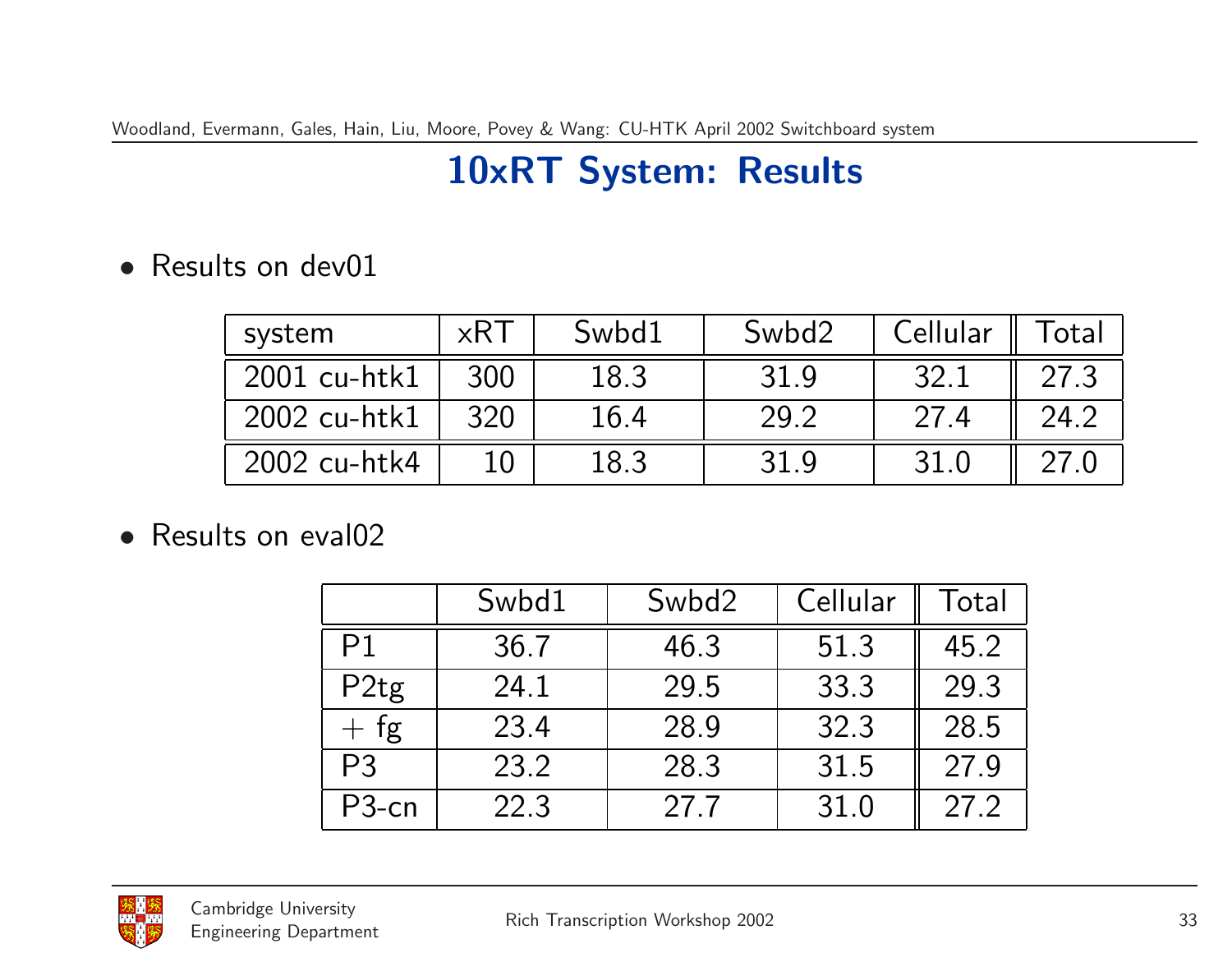# 10xRT System: Results

- Results on dev01

| system | xRT | Swbd1 | Swbd2 | Cellular | Total |
|---|---|---|---|---|---|
| 2001 cu-htk1 | 300 | 18.3 | 31.9 | 32.1 | 27.3 |
| 2002 cu-htk1 | 320 | 16.4 | 29.2 | 27.4 | 24.2 |
| 2002 cu-htk4 | 10 | 18.3 | 31.9 | 31.0 | 27.0 |

- Results on eval02

| | Swbd1 | Swbd2 | Cellular | Total |
|---|---|---|---|---|
| P1 | 36.7 | 46.3 | 51.3 | 45.2 |
| P2tg | 24.1 | 29.5 | 33.3 | 29.3 |
| + fg | 23.4 | 28.9 | 32.3 | 28.5 |
| P3 | 23.2 | 28.3 | 31.5 | 27.9 |
| P3-cn | 22.3 | 27.7 | 31.0 | 27.2 |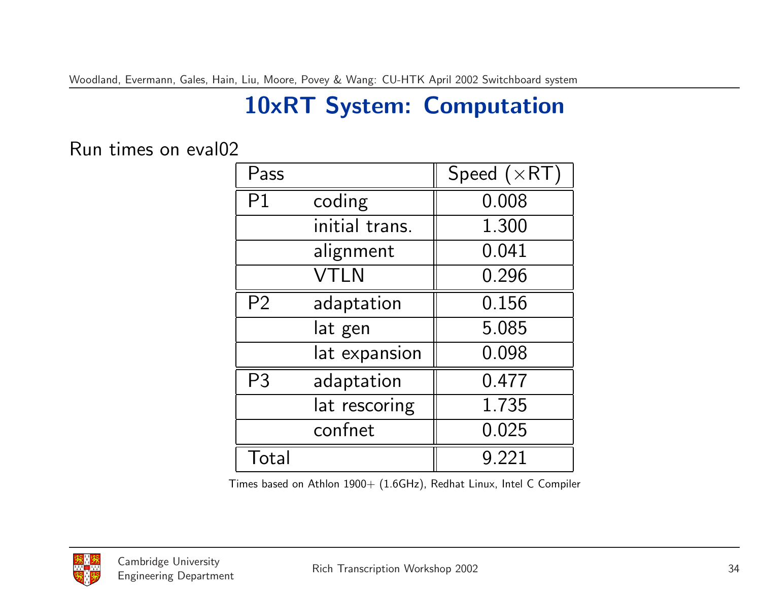# 10xRT System: Computation

Run times on eval02

| Pass | | Speed ($\times$RT) |
|---|---|---|
| P1 | coding | 0.008 |
| | initial trans. | 1.300 |
| | alignment | 0.041 |
| | VTLN | 0.296 |
| P2 | adaptation | 0.156 |
| | lat gen | 5.085 |
| | lat expansion | 0.098 |
| P3 | adaptation | 0.477 |
| | lat rescoring | 1.735 |
| | confnet | 0.025 |
| Total | | 9.221 |

Times based on Athlon 1900+ (1.6GHz), Redhat Linux, Intel C Compiler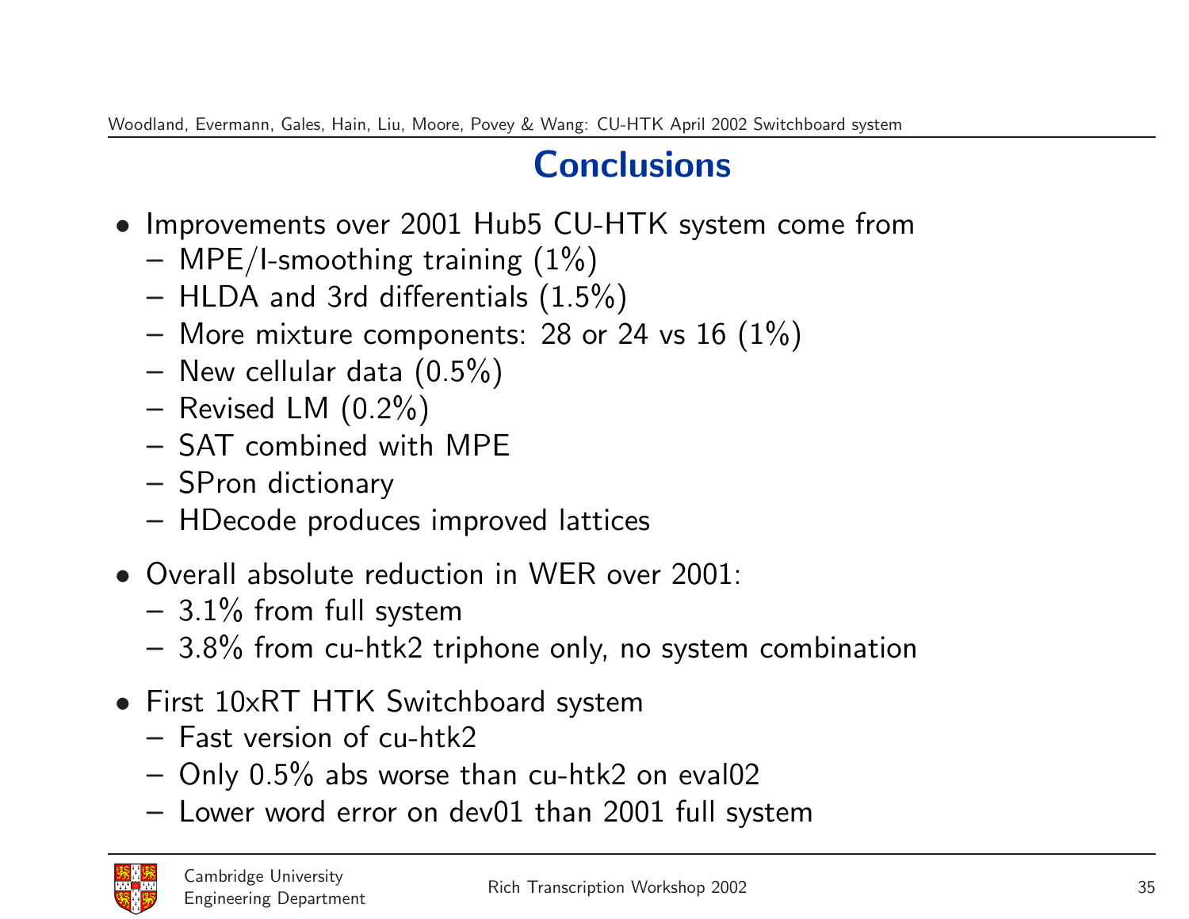# Conclusions

- Improvements over 2001 Hub5 CU-HTK system come from
  - MPE/I-smoothing training (1%)
  - HLDA and 3rd differentials (1.5%)
  - More mixture components: 28 or 24 vs 16 (1%)
  - New cellular data (0.5%)
  - Revised LM (0.2%)
  - SAT combined with MPE
  - SPron dictionary
  - HDecode produces improved lattices
- Overall absolute reduction in WER over 2001:
  - 3.1% from full system
  - 3.8% from cu-htk2 triphone only, no system combination
- First 10xRT HTK Switchboard system
  - Fast version of cu-htk2
  - Only 0.5% abs worse than cu-htk2 on eval02
  - Lower word error on dev01 than 2001 full system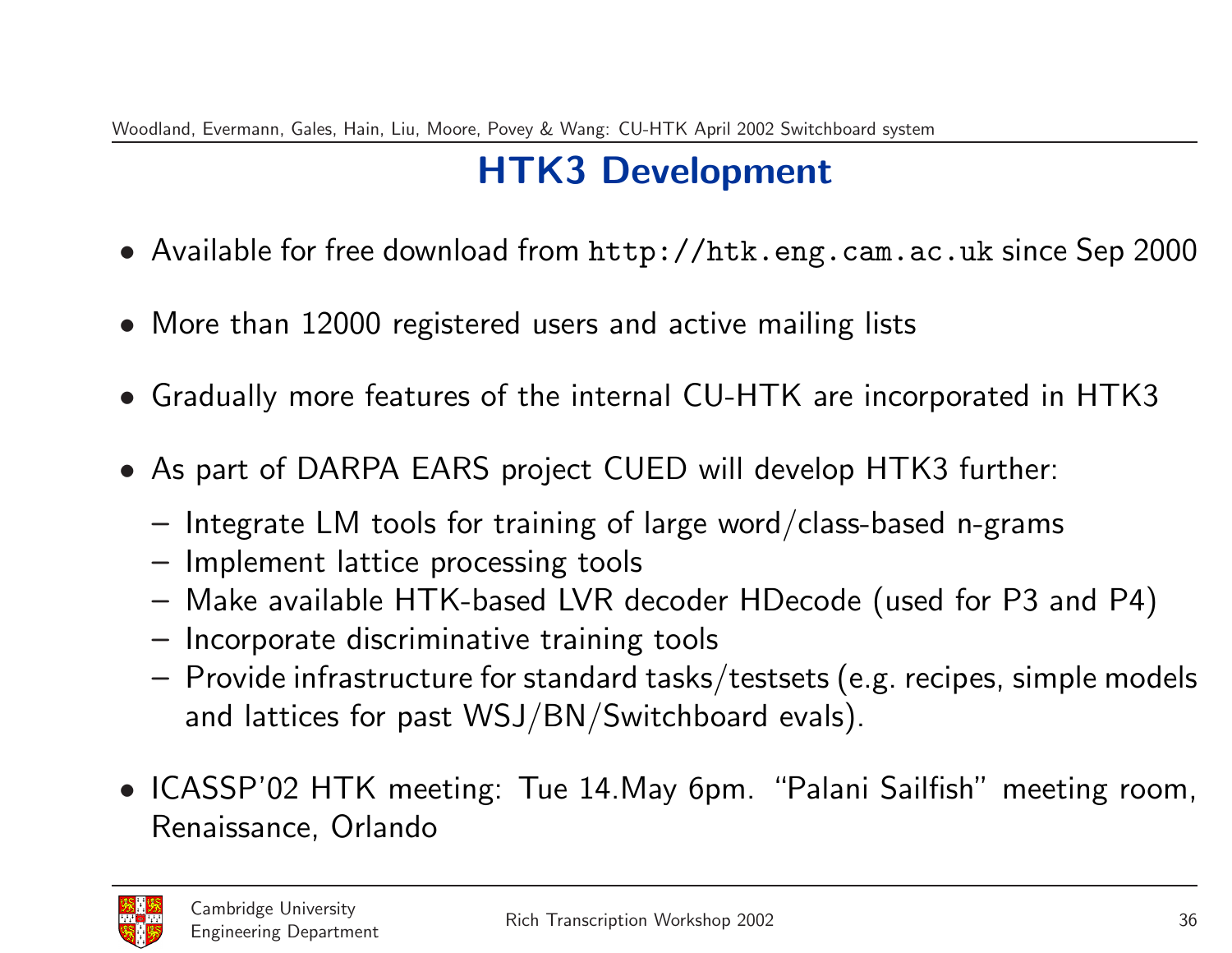# HTK3 Development

- Available for free download from `http://htk.eng.cam.ac.uk` since Sep 2000
- More than 12000 registered users and active mailing lists
- Gradually more features of the internal CU-HTK are incorporated in HTK3
- As part of DARPA EARS project CUED will develop HTK3 further:
  - Integrate LM tools for training of large word/class-based n-grams
  - Implement lattice processing tools
  - Make available HTK-based LVR decoder HDecode (used for P3 and P4)
  - Incorporate discriminative training tools
  - Provide infrastructure for standard tasks/testsets (e.g. recipes, simple models and lattices for past WSJ/BN/Switchboard evals).
- ICASSP'02 HTK meeting: Tue 14.May 6pm. "Palani Sailfish" meeting room, Renaissance, Orlando